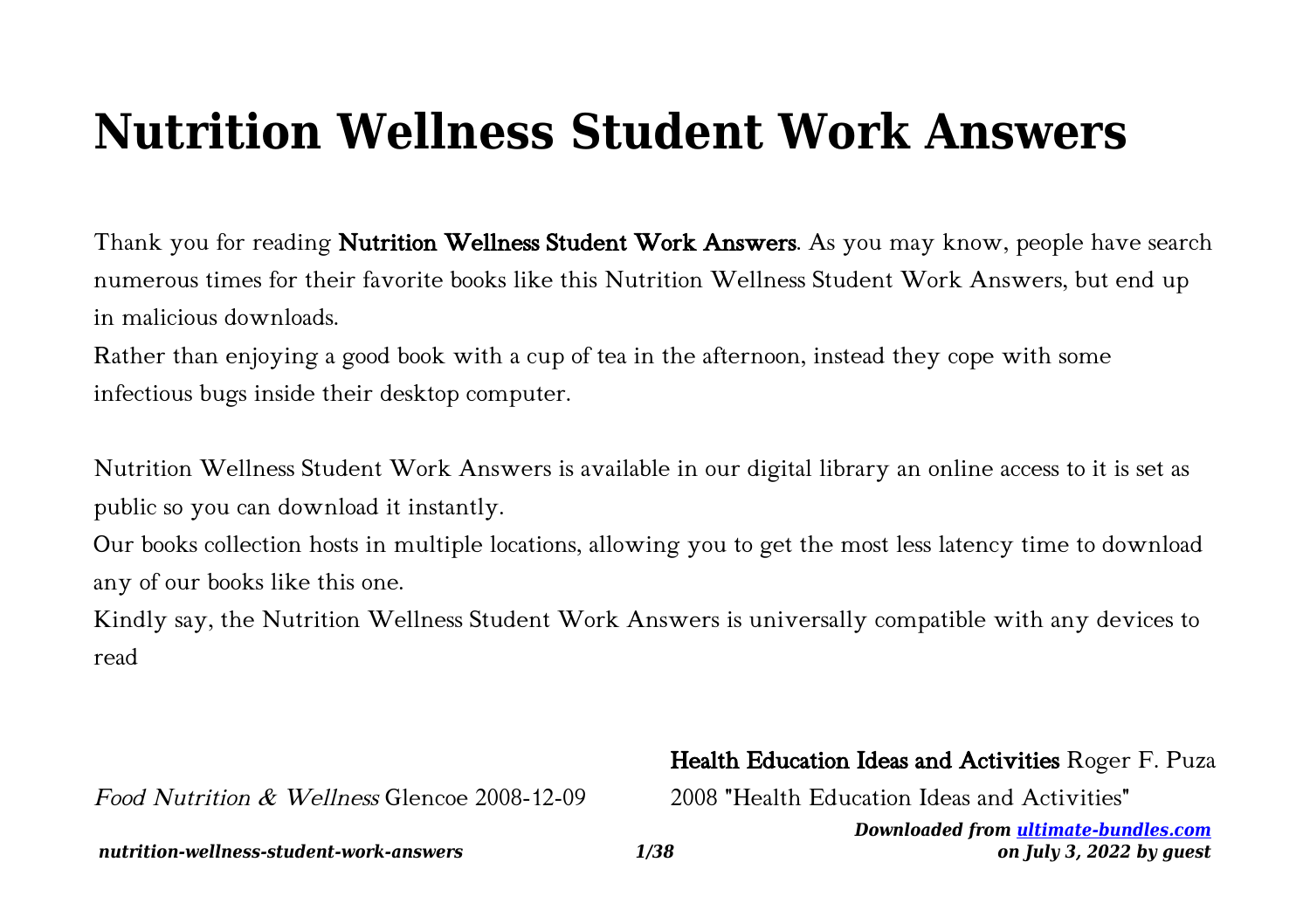# Nutrition Wellness Student Work Answers

Thank you for reading **Nutrition Wellness Student Work Answers**. As you may know, people have search numerous times for their favorite books like this Nutrition Wellness Student Work Answers, but end up in malicious downloads.

Rather than enjoying a good book with a cup of tea in the afternoon, instead they cope with some infectious bugs inside their desktop computer.

Nutrition Wellness Student Work Answers is available in our digital library an online access to it is set as public so you can download it instantly.

Our books collection hosts in multiple locations, allowing you to get the most less latency time to download any of our books like this one.

Kindly say, the Nutrition Wellness Student Work Answers is universally compatible with any devices to read

*Food Nutrition & Wellness* Glencoe 2008-12-09

**Health Education Ideas and Activities** Roger F. Puza 2008 "Health Education Ideas and Activities"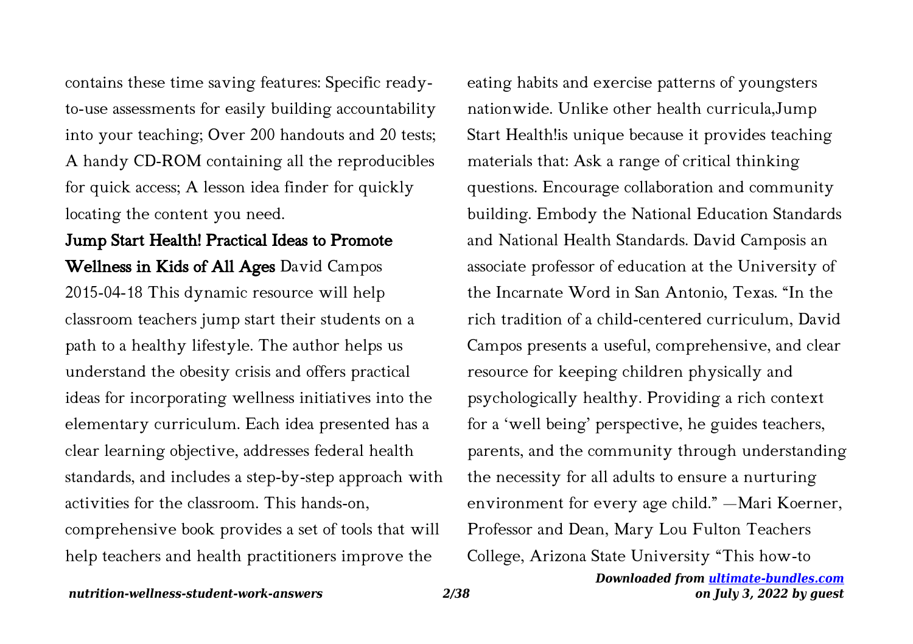contains these time saving features: Specific ready-to-use assessments for easily building accountability into your teaching; Over 200 handouts and 20 tests; A handy CD-ROM containing all the reproducibles for quick access; A lesson idea finder for quickly locating the content you need.

**Jump Start Health! Practical Ideas to Promote Wellness in Kids of All Ages** David Campos 2015-04-18 This dynamic resource will help classroom teachers jump start their students on a path to a healthy lifestyle. The author helps us understand the obesity crisis and offers practical ideas for incorporating wellness initiatives into the elementary curriculum. Each idea presented has a clear learning objective, addresses federal health standards, and includes a step-by-step approach with activities for the classroom. This hands-on, comprehensive book provides a set of tools that will help teachers and health practitioners improve the eating habits and exercise patterns of youngsters nationwide. Unlike other health curricula,Jump Start Health!is unique because it provides teaching materials that: Ask a range of critical thinking questions. Encourage collaboration and community building. Embody the National Education Standards and National Health Standards. David Camposis an associate professor of education at the University of the Incarnate Word in San Antonio, Texas. "In the rich tradition of a child-centered curriculum, David Campos presents a useful, comprehensive, and clear resource for keeping children physically and psychologically healthy. Providing a rich context for a 'well being' perspective, he guides teachers, parents, and the community through understanding the necessity for all adults to ensure a nurturing environment for every age child." —Mari Koerner, Professor and Dean, Mary Lou Fulton Teachers College, Arizona State University "This how-to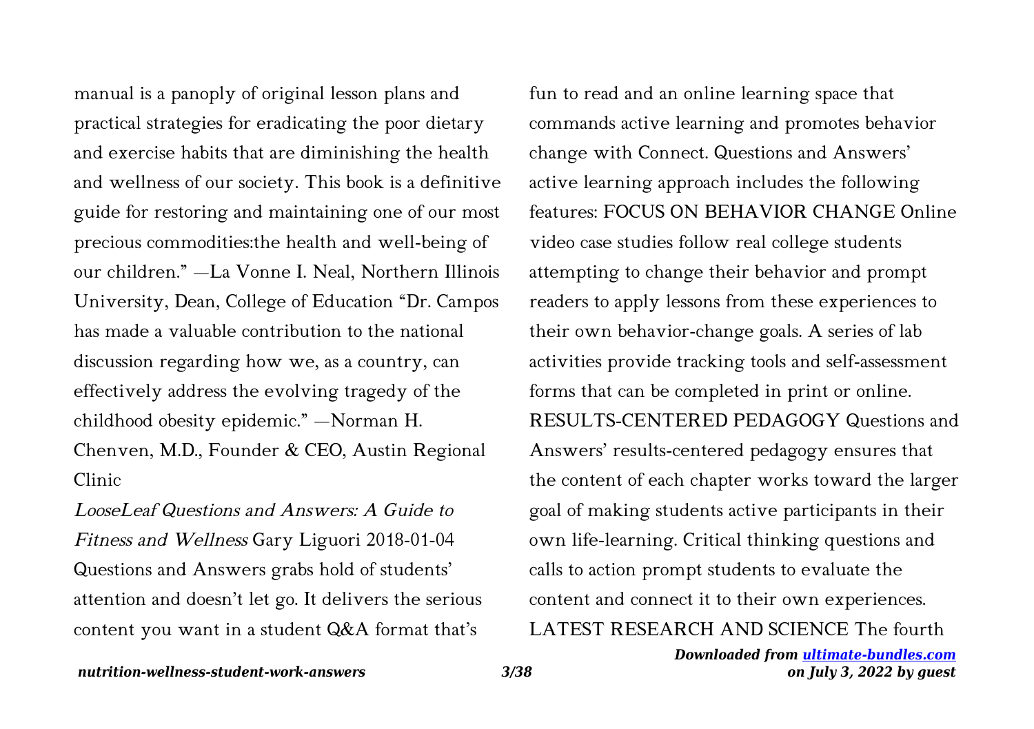manual is a panoply of original lesson plans and practical strategies for eradicating the poor dietary and exercise habits that are diminishing the health and wellness of our society. This book is a definitive guide for restoring and maintaining one of our most precious commodities:the health and well-being of our children." —La Vonne I. Neal, Northern Illinois University, Dean, College of Education "Dr. Campos has made a valuable contribution to the national discussion regarding how we, as a country, can effectively address the evolving tragedy of the childhood obesity epidemic." —Norman H. Chenven, M.D., Founder & CEO, Austin Regional Clinic

*LooseLeaf Questions and Answers: A Guide to Fitness and Wellness* Gary Liguori 2018-01-04 Questions and Answers grabs hold of students' attention and doesn't let go. It delivers the serious content you want in a student Q&A format that's fun to read and an online learning space that commands active learning and promotes behavior change with Connect. Questions and Answers' active learning approach includes the following features: FOCUS ON BEHAVIOR CHANGE Online video case studies follow real college students attempting to change their behavior and prompt readers to apply lessons from these experiences to their own behavior-change goals. A series of lab activities provide tracking tools and self-assessment forms that can be completed in print or online. RESULTS-CENTERED PEDAGOGY Questions and Answers' results-centered pedagogy ensures that the content of each chapter works toward the larger goal of making students active participants in their own life-learning. Critical thinking questions and calls to action prompt students to evaluate the content and connect it to their own experiences. LATEST RESEARCH AND SCIENCE The fourth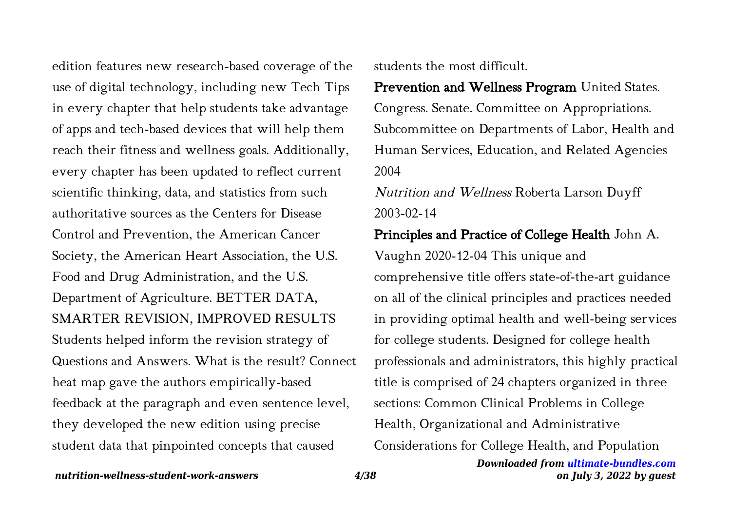edition features new research-based coverage of the use of digital technology, including new Tech Tips in every chapter that help students take advantage of apps and tech-based devices that will help them reach their fitness and wellness goals. Additionally, every chapter has been updated to reflect current scientific thinking, data, and statistics from such authoritative sources as the Centers for Disease Control and Prevention, the American Cancer Society, the American Heart Association, the U.S. Food and Drug Administration, and the U.S. Department of Agriculture. BETTER DATA, SMARTER REVISION, IMPROVED RESULTS Students helped inform the revision strategy of Questions and Answers. What is the result? Connect heat map gave the authors empirically-based feedback at the paragraph and even sentence level, they developed the new edition using precise student data that pinpointed concepts that caused students the most difficult.

**Prevention and Wellness Program** United States. Congress. Senate. Committee on Appropriations. Subcommittee on Departments of Labor, Health and Human Services, Education, and Related Agencies 2004

*Nutrition and Wellness* Roberta Larson Duyff 2003-02-14

**Principles and Practice of College Health** John A. Vaughn 2020-12-04 This unique and comprehensive title offers state-of-the-art guidance on all of the clinical principles and practices needed in providing optimal health and well-being services for college students. Designed for college health professionals and administrators, this highly practical title is comprised of 24 chapters organized in three sections: Common Clinical Problems in College Health, Organizational and Administrative Considerations for College Health, and Population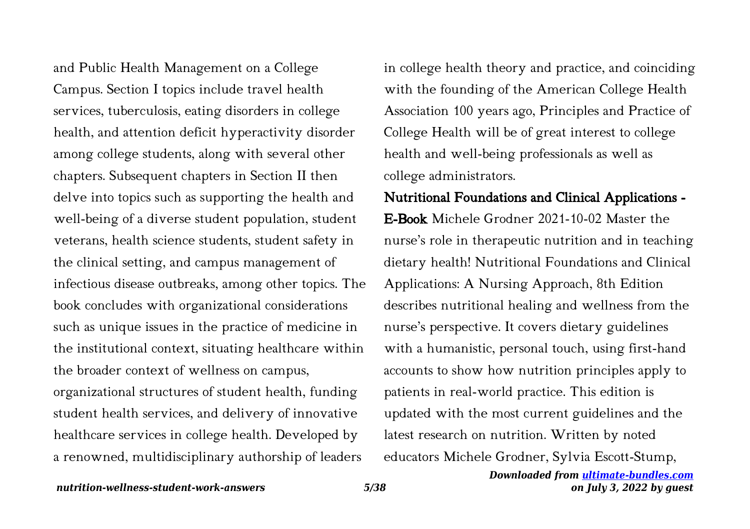and Public Health Management on a College Campus. Section I topics include travel health services, tuberculosis, eating disorders in college health, and attention deficit hyperactivity disorder among college students, along with several other chapters. Subsequent chapters in Section II then delve into topics such as supporting the health and well-being of a diverse student population, student veterans, health science students, student safety in the clinical setting, and campus management of infectious disease outbreaks, among other topics. The book concludes with organizational considerations such as unique issues in the practice of medicine in the institutional context, situating healthcare within the broader context of wellness on campus, organizational structures of student health, funding student health services, and delivery of innovative healthcare services in college health. Developed by a renowned, multidisciplinary authorship of leaders in college health theory and practice, and coinciding with the founding of the American College Health Association 100 years ago, Principles and Practice of College Health will be of great interest to college health and well-being professionals as well as college administrators.

**Nutritional Foundations and Clinical Applications - E-Book** Michele Grodner 2021-10-02 Master the nurse's role in therapeutic nutrition and in teaching dietary health! Nutritional Foundations and Clinical Applications: A Nursing Approach, 8th Edition describes nutritional healing and wellness from the nurse's perspective. It covers dietary guidelines with a humanistic, personal touch, using first-hand accounts to show how nutrition principles apply to patients in real-world practice. This edition is updated with the most current guidelines and the latest research on nutrition. Written by noted educators Michele Grodner, Sylvia Escott-Stump,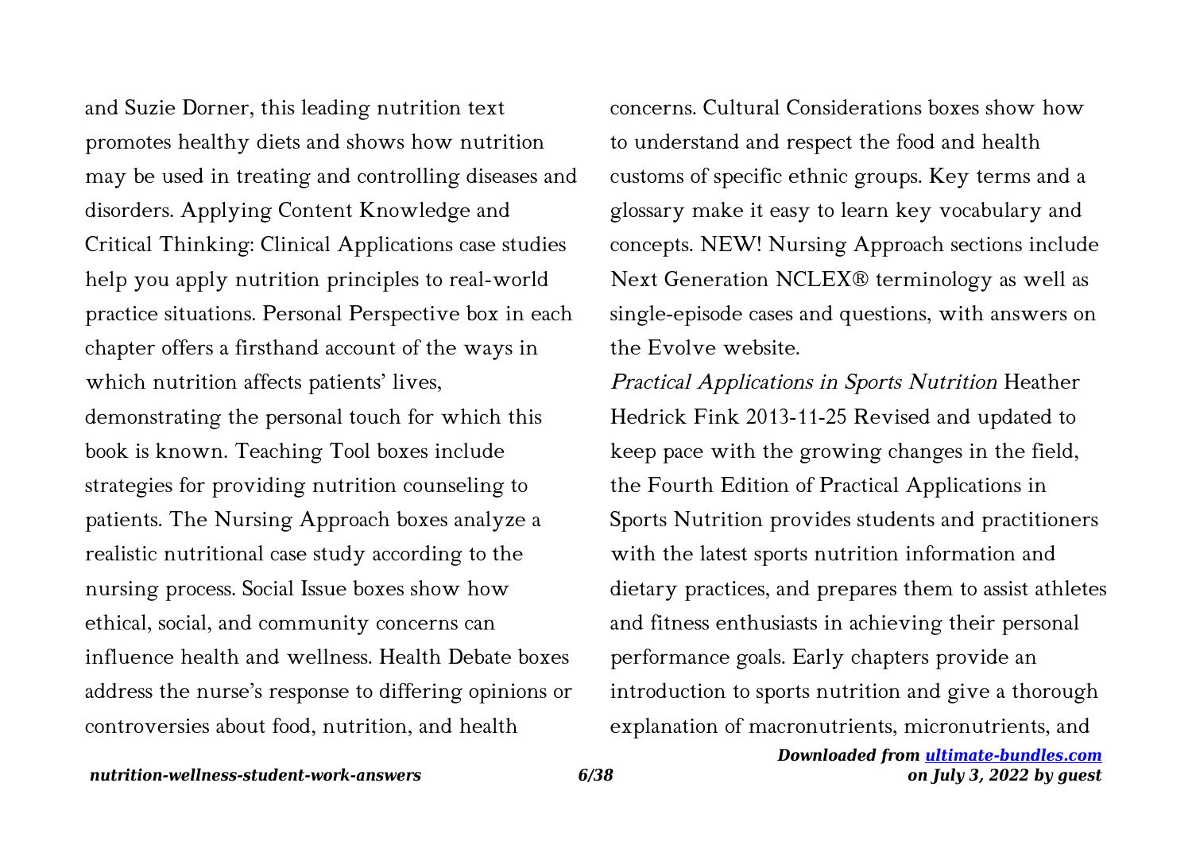and Suzie Dorner, this leading nutrition text promotes healthy diets and shows how nutrition may be used in treating and controlling diseases and disorders. Applying Content Knowledge and Critical Thinking: Clinical Applications case studies help you apply nutrition principles to real-world practice situations. Personal Perspective box in each chapter offers a firsthand account of the ways in which nutrition affects patients' lives, demonstrating the personal touch for which this book is known. Teaching Tool boxes include strategies for providing nutrition counseling to patients. The Nursing Approach boxes analyze a realistic nutritional case study according to the nursing process. Social Issue boxes show how ethical, social, and community concerns can influence health and wellness. Health Debate boxes address the nurse's response to differing opinions or controversies about food, nutrition, and health concerns. Cultural Considerations boxes show how to understand and respect the food and health customs of specific ethnic groups. Key terms and a glossary make it easy to learn key vocabulary and concepts. NEW! Nursing Approach sections include Next Generation NCLEX® terminology as well as single-episode cases and questions, with answers on the Evolve website.

*Practical Applications in Sports Nutrition* Heather Hedrick Fink 2013-11-25 Revised and updated to keep pace with the growing changes in the field, the Fourth Edition of Practical Applications in Sports Nutrition provides students and practitioners with the latest sports nutrition information and dietary practices, and prepares them to assist athletes and fitness enthusiasts in achieving their personal performance goals. Early chapters provide an introduction to sports nutrition and give a thorough explanation of macronutrients, micronutrients, and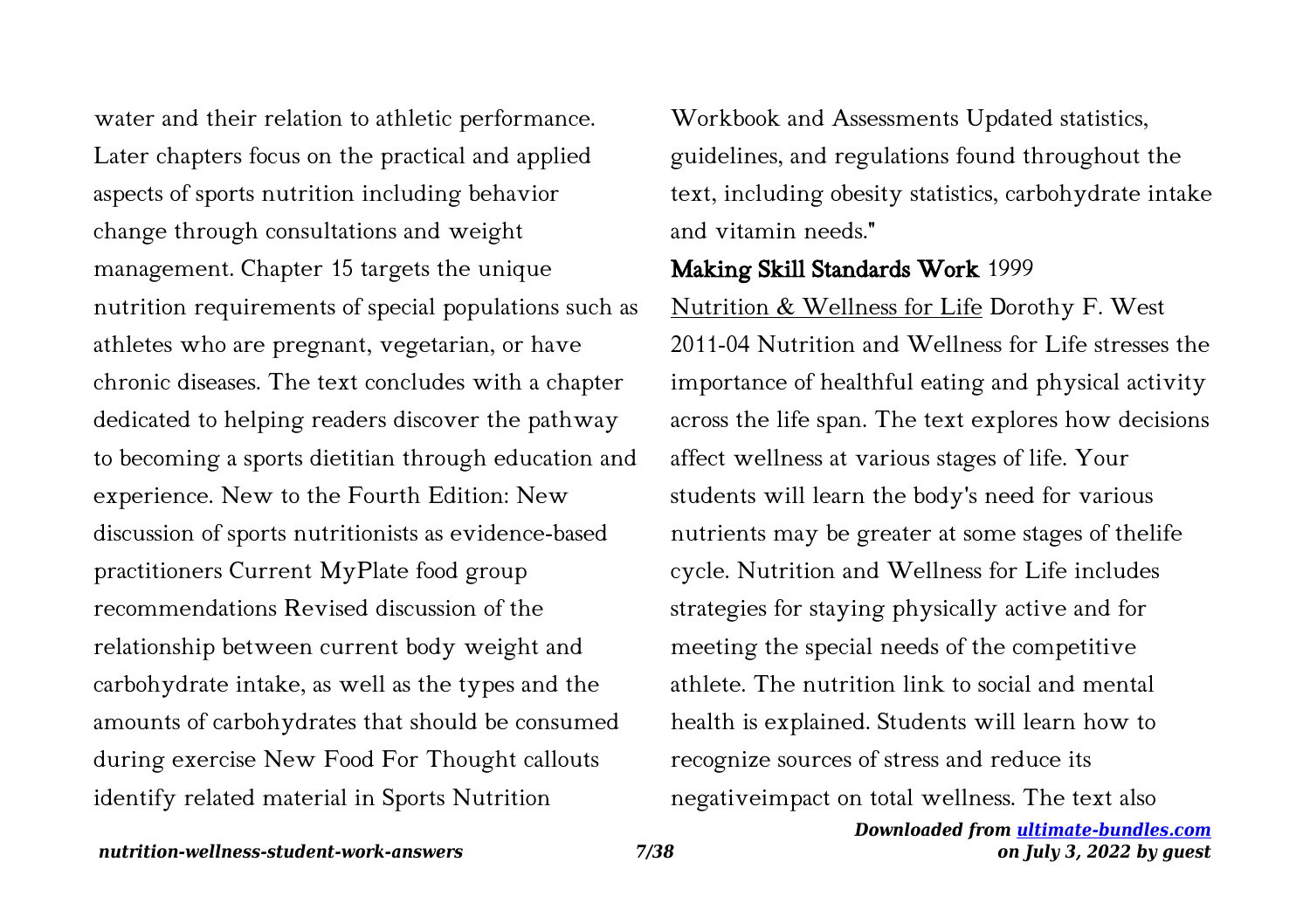water and their relation to athletic performance. Later chapters focus on the practical and applied aspects of sports nutrition including behavior change through consultations and weight management. Chapter 15 targets the unique nutrition requirements of special populations such as athletes who are pregnant, vegetarian, or have chronic diseases. The text concludes with a chapter dedicated to helping readers discover the pathway to becoming a sports dietitian through education and experience. New to the Fourth Edition: New discussion of sports nutritionists as evidence-based practitioners Current MyPlate food group recommendations Revised discussion of the relationship between current body weight and carbohydrate intake, as well as the types and the amounts of carbohydrates that should be consumed during exercise New Food For Thought callouts identify related material in Sports Nutrition Workbook and Assessments Updated statistics, guidelines, and regulations found throughout the text, including obesity statistics, carbohydrate intake and vitamin needs."

**Making Skill Standards Work** 1999

Nutrition & Wellness for Life Dorothy F. West 2011-04 Nutrition and Wellness for Life stresses the importance of healthful eating and physical activity across the life span. The text explores how decisions affect wellness at various stages of life. Your students will learn the body's need for various nutrients may be greater at some stages of thelife cycle. Nutrition and Wellness for Life includes strategies for staying physically active and for meeting the special needs of the competitive athlete. The nutrition link to social and mental health is explained. Students will learn how to recognize sources of stress and reduce its negativeimpact on total wellness. The text also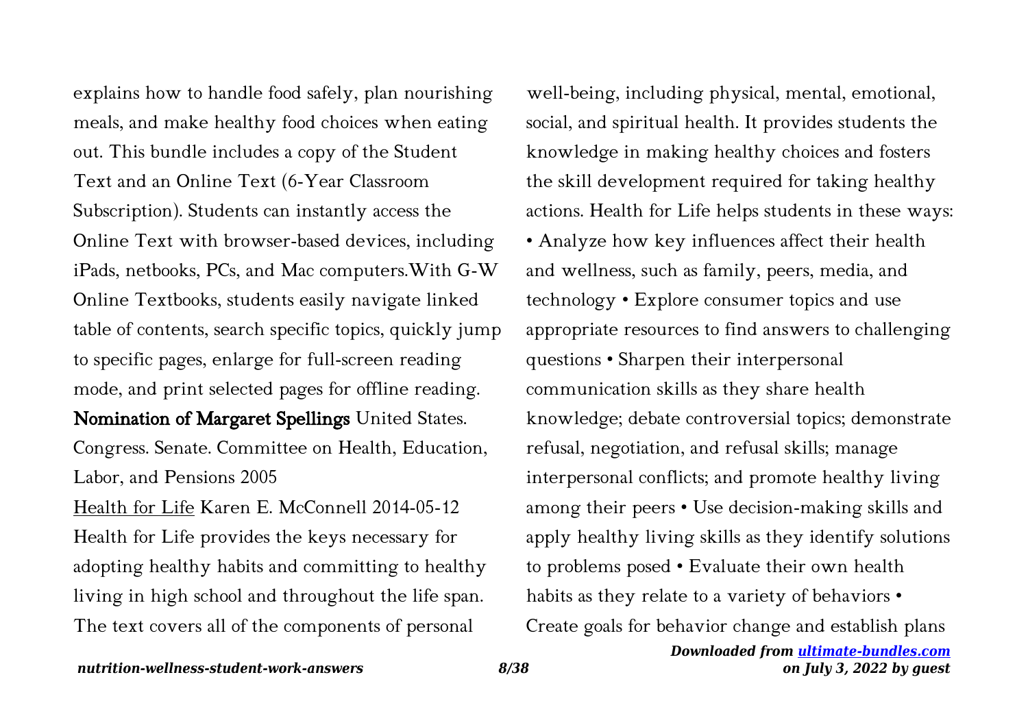explains how to handle food safely, plan nourishing meals, and make healthy food choices when eating out. This bundle includes a copy of the Student Text and an Online Text (6-Year Classroom Subscription). Students can instantly access the Online Text with browser-based devices, including iPads, netbooks, PCs, and Mac computers.With G-W Online Textbooks, students easily navigate linked table of contents, search specific topics, quickly jump to specific pages, enlarge for full-screen reading mode, and print selected pages for offline reading.

**Nomination of Margaret Spellings** United States. Congress. Senate. Committee on Health, Education, Labor, and Pensions 2005

Health for Life Karen E. McConnell 2014-05-12 Health for Life provides the keys necessary for adopting healthy habits and committing to healthy living in high school and throughout the life span. The text covers all of the components of personal well-being, including physical, mental, emotional, social, and spiritual health. It provides students the knowledge in making healthy choices and fosters the skill development required for taking healthy actions. Health for Life helps students in these ways: • Analyze how key influences affect their health and wellness, such as family, peers, media, and technology • Explore consumer topics and use appropriate resources to find answers to challenging questions • Sharpen their interpersonal communication skills as they share health knowledge; debate controversial topics; demonstrate refusal, negotiation, and refusal skills; manage interpersonal conflicts; and promote healthy living among their peers • Use decision-making skills and apply healthy living skills as they identify solutions to problems posed • Evaluate their own health habits as they relate to a variety of behaviors • Create goals for behavior change and establish plans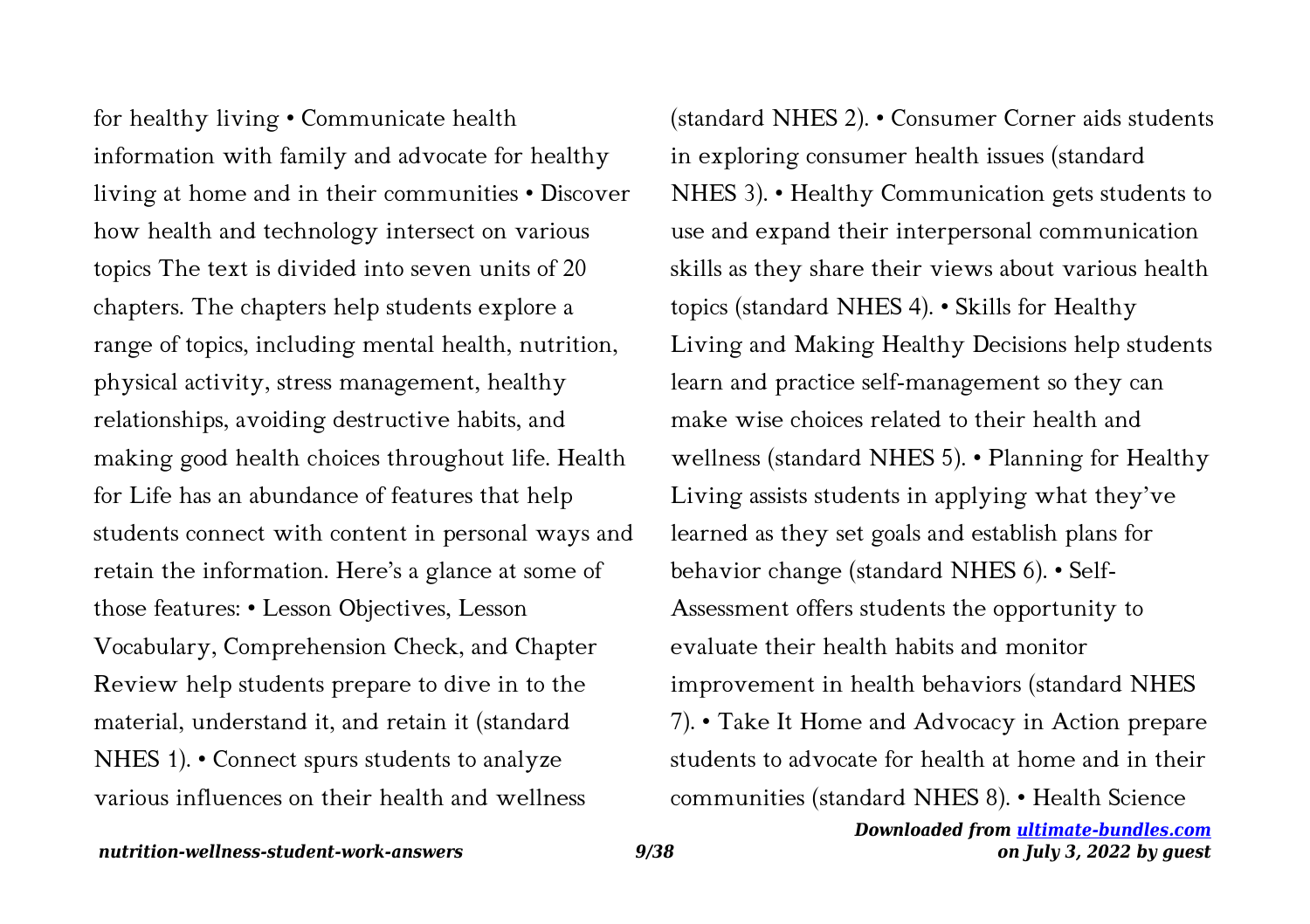for healthy living • Communicate health information with family and advocate for healthy living at home and in their communities • Discover how health and technology intersect on various topics The text is divided into seven units of 20 chapters. The chapters help students explore a range of topics, including mental health, nutrition, physical activity, stress management, healthy relationships, avoiding destructive habits, and making good health choices throughout life. Health for Life has an abundance of features that help students connect with content in personal ways and retain the information. Here's a glance at some of those features: • Lesson Objectives, Lesson Vocabulary, Comprehension Check, and Chapter Review help students prepare to dive in to the material, understand it, and retain it (standard NHES 1). • Connect spurs students to analyze various influences on their health and wellness (standard NHES 2). • Consumer Corner aids students in exploring consumer health issues (standard NHES 3). • Healthy Communication gets students to use and expand their interpersonal communication skills as they share their views about various health topics (standard NHES 4). • Skills for Healthy Living and Making Healthy Decisions help students learn and practice self-management so they can make wise choices related to their health and wellness (standard NHES 5). • Planning for Healthy Living assists students in applying what they've learned as they set goals and establish plans for behavior change (standard NHES 6). • Self-Assessment offers students the opportunity to evaluate their health habits and monitor improvement in health behaviors (standard NHES 7). • Take It Home and Advocacy in Action prepare students to advocate for health at home and in their communities (standard NHES 8). • Health Science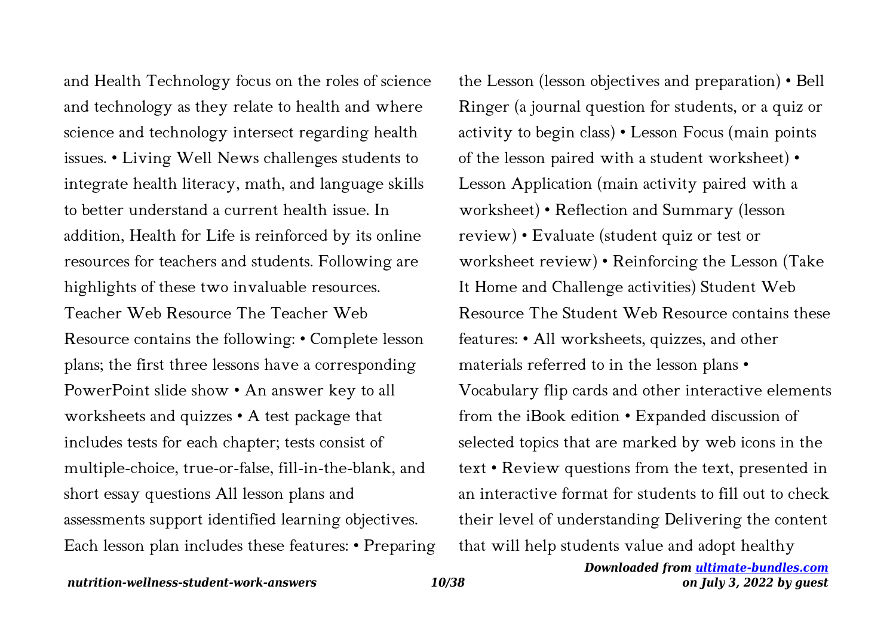and Health Technology focus on the roles of science and technology as they relate to health and where science and technology intersect regarding health issues. • Living Well News challenges students to integrate health literacy, math, and language skills to better understand a current health issue. In addition, Health for Life is reinforced by its online resources for teachers and students. Following are highlights of these two invaluable resources. Teacher Web Resource The Teacher Web Resource contains the following: • Complete lesson plans; the first three lessons have a corresponding PowerPoint slide show • An answer key to all worksheets and quizzes • A test package that includes tests for each chapter; tests consist of multiple-choice, true-or-false, fill-in-the-blank, and short essay questions All lesson plans and assessments support identified learning objectives. Each lesson plan includes these features: • Preparing the Lesson (lesson objectives and preparation) • Bell Ringer (a journal question for students, or a quiz or activity to begin class) • Lesson Focus (main points of the lesson paired with a student worksheet) • Lesson Application (main activity paired with a worksheet) • Reflection and Summary (lesson review) • Evaluate (student quiz or test or worksheet review) • Reinforcing the Lesson (Take It Home and Challenge activities) Student Web Resource The Student Web Resource contains these features: • All worksheets, quizzes, and other materials referred to in the lesson plans • Vocabulary flip cards and other interactive elements from the iBook edition • Expanded discussion of selected topics that are marked by web icons in the text • Review questions from the text, presented in an interactive format for students to fill out to check their level of understanding Delivering the content that will help students value and adopt healthy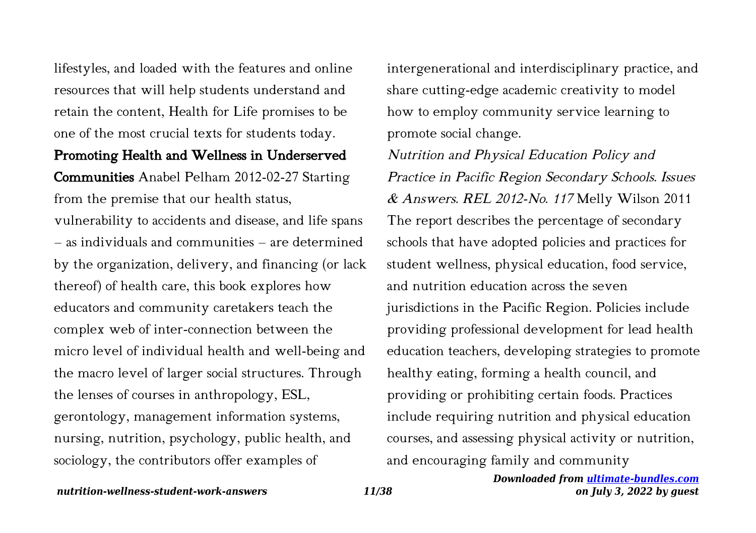lifestyles, and loaded with the features and online resources that will help students understand and retain the content, Health for Life promises to be one of the most crucial texts for students today.

**Promoting Health and Wellness in Underserved Communities** Anabel Pelham 2012-02-27 Starting from the premise that our health status, vulnerability to accidents and disease, and life spans – as individuals and communities – are determined by the organization, delivery, and financing (or lack thereof) of health care, this book explores how educators and community caretakers teach the complex web of inter-connection between the micro level of individual health and well-being and the macro level of larger social structures. Through the lenses of courses in anthropology, ESL, gerontology, management information systems, nursing, nutrition, psychology, public health, and sociology, the contributors offer examples of intergenerational and interdisciplinary practice, and share cutting-edge academic creativity to model how to employ community service learning to promote social change.

*Nutrition and Physical Education Policy and Practice in Pacific Region Secondary Schools. Issues & Answers. REL 2012-No. 117* Melly Wilson 2011 The report describes the percentage of secondary schools that have adopted policies and practices for student wellness, physical education, food service, and nutrition education across the seven jurisdictions in the Pacific Region. Policies include providing professional development for lead health education teachers, developing strategies to promote healthy eating, forming a health council, and providing or prohibiting certain foods. Practices include requiring nutrition and physical education courses, and assessing physical activity or nutrition, and encouraging family and community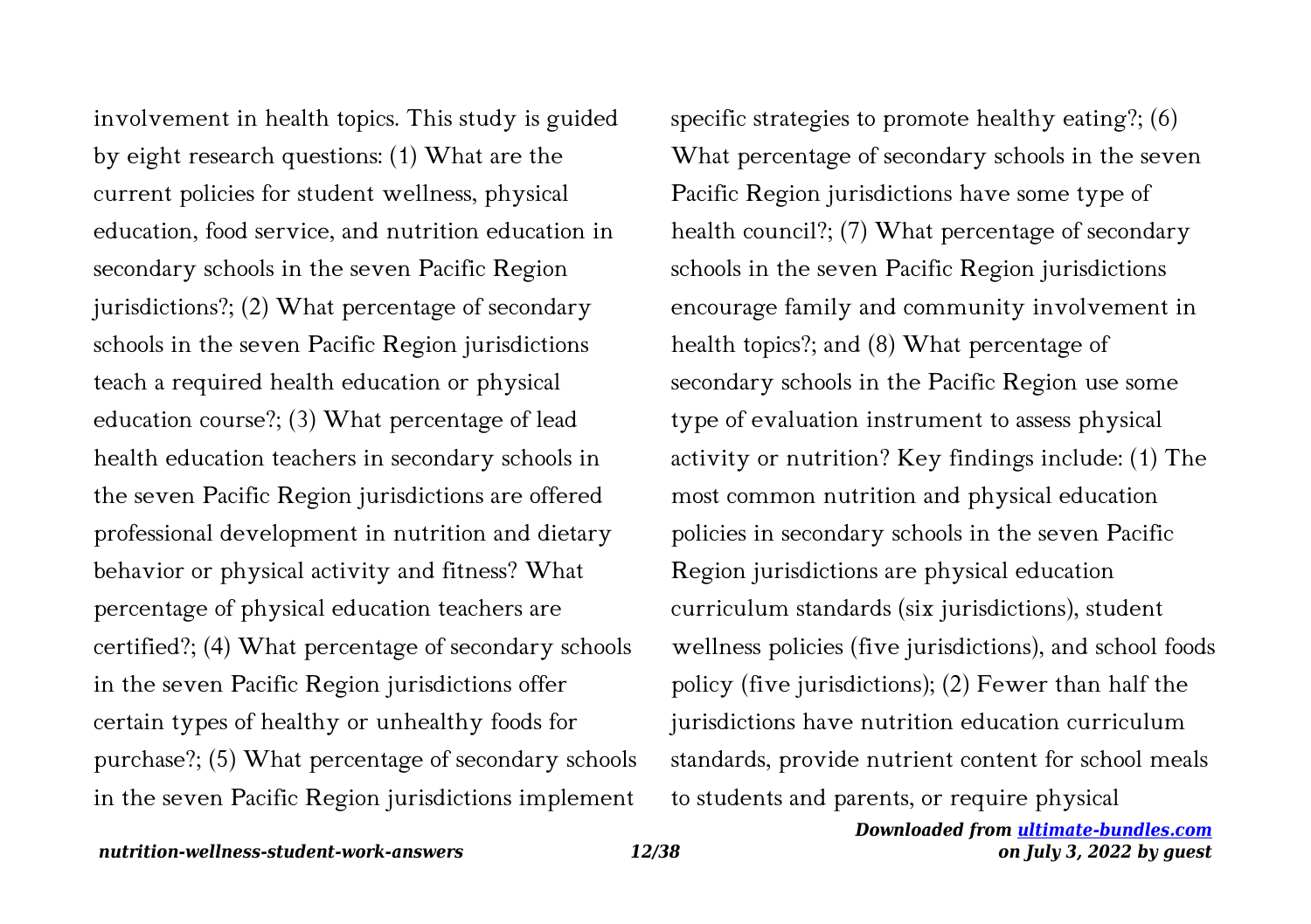involvement in health topics. This study is guided by eight research questions: (1) What are the current policies for student wellness, physical education, food service, and nutrition education in secondary schools in the seven Pacific Region jurisdictions?; (2) What percentage of secondary schools in the seven Pacific Region jurisdictions teach a required health education or physical education course?; (3) What percentage of lead health education teachers in secondary schools in the seven Pacific Region jurisdictions are offered professional development in nutrition and dietary behavior or physical activity and fitness? What percentage of physical education teachers are certified?; (4) What percentage of secondary schools in the seven Pacific Region jurisdictions offer certain types of healthy or unhealthy foods for purchase?; (5) What percentage of secondary schools in the seven Pacific Region jurisdictions implement specific strategies to promote healthy eating?; (6) What percentage of secondary schools in the seven Pacific Region jurisdictions have some type of health council?; (7) What percentage of secondary schools in the seven Pacific Region jurisdictions encourage family and community involvement in health topics?; and (8) What percentage of secondary schools in the Pacific Region use some type of evaluation instrument to assess physical activity or nutrition? Key findings include: (1) The most common nutrition and physical education policies in secondary schools in the seven Pacific Region jurisdictions are physical education curriculum standards (six jurisdictions), student wellness policies (five jurisdictions), and school foods policy (five jurisdictions); (2) Fewer than half the jurisdictions have nutrition education curriculum standards, provide nutrient content for school meals to students and parents, or require physical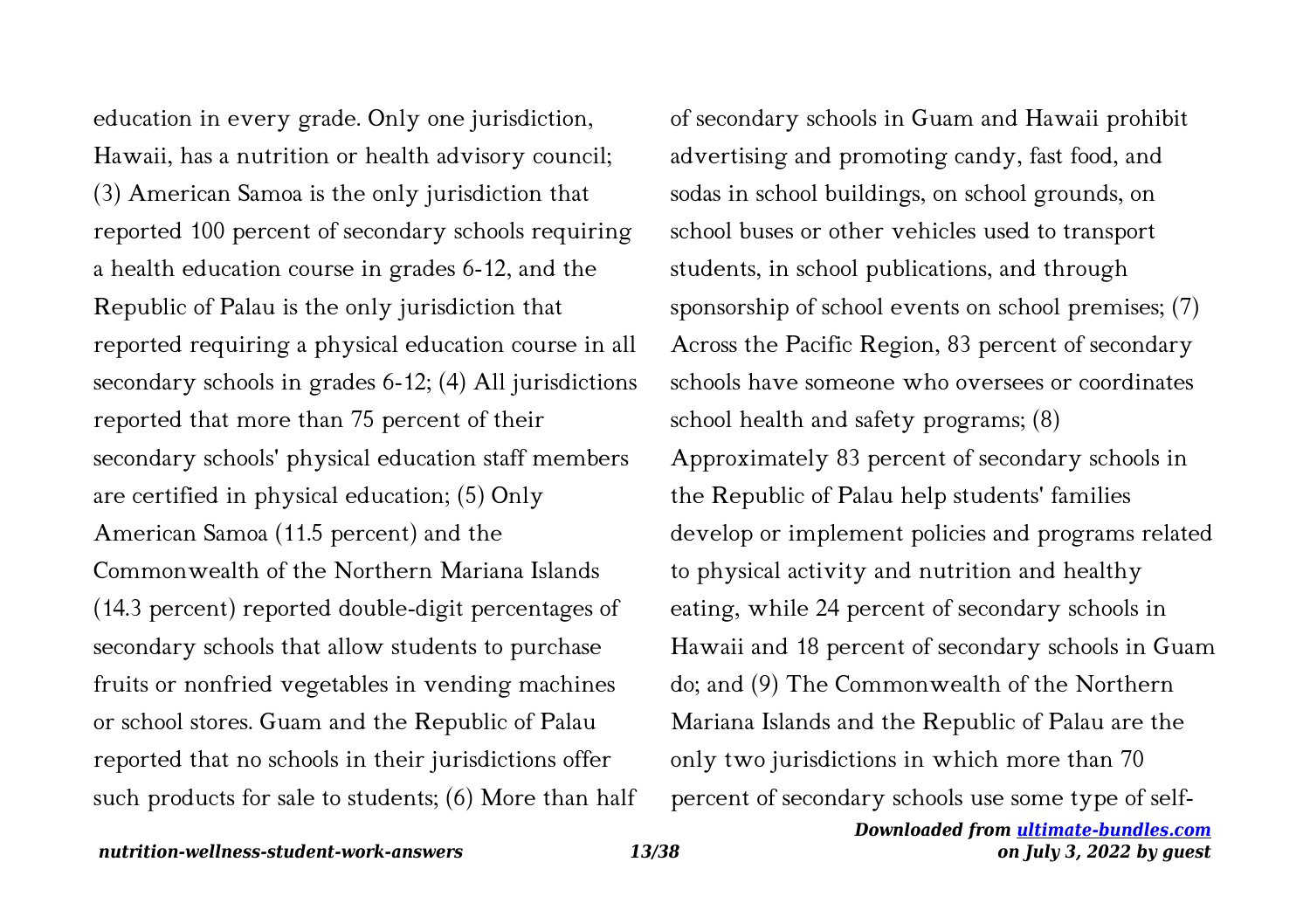education in every grade. Only one jurisdiction, Hawaii, has a nutrition or health advisory council; (3) American Samoa is the only jurisdiction that reported 100 percent of secondary schools requiring a health education course in grades 6-12, and the Republic of Palau is the only jurisdiction that reported requiring a physical education course in all secondary schools in grades 6-12; (4) All jurisdictions reported that more than 75 percent of their secondary schools' physical education staff members are certified in physical education; (5) Only American Samoa (11.5 percent) and the Commonwealth of the Northern Mariana Islands (14.3 percent) reported double-digit percentages of secondary schools that allow students to purchase fruits or nonfried vegetables in vending machines or school stores. Guam and the Republic of Palau reported that no schools in their jurisdictions offer such products for sale to students; (6) More than half of secondary schools in Guam and Hawaii prohibit advertising and promoting candy, fast food, and sodas in school buildings, on school grounds, on school buses or other vehicles used to transport students, in school publications, and through sponsorship of school events on school premises; (7) Across the Pacific Region, 83 percent of secondary schools have someone who oversees or coordinates school health and safety programs; (8) Approximately 83 percent of secondary schools in the Republic of Palau help students' families develop or implement policies and programs related to physical activity and nutrition and healthy eating, while 24 percent of secondary schools in Hawaii and 18 percent of secondary schools in Guam do; and (9) The Commonwealth of the Northern Mariana Islands and the Republic of Palau are the only two jurisdictions in which more than 70 percent of secondary schools use some type of self-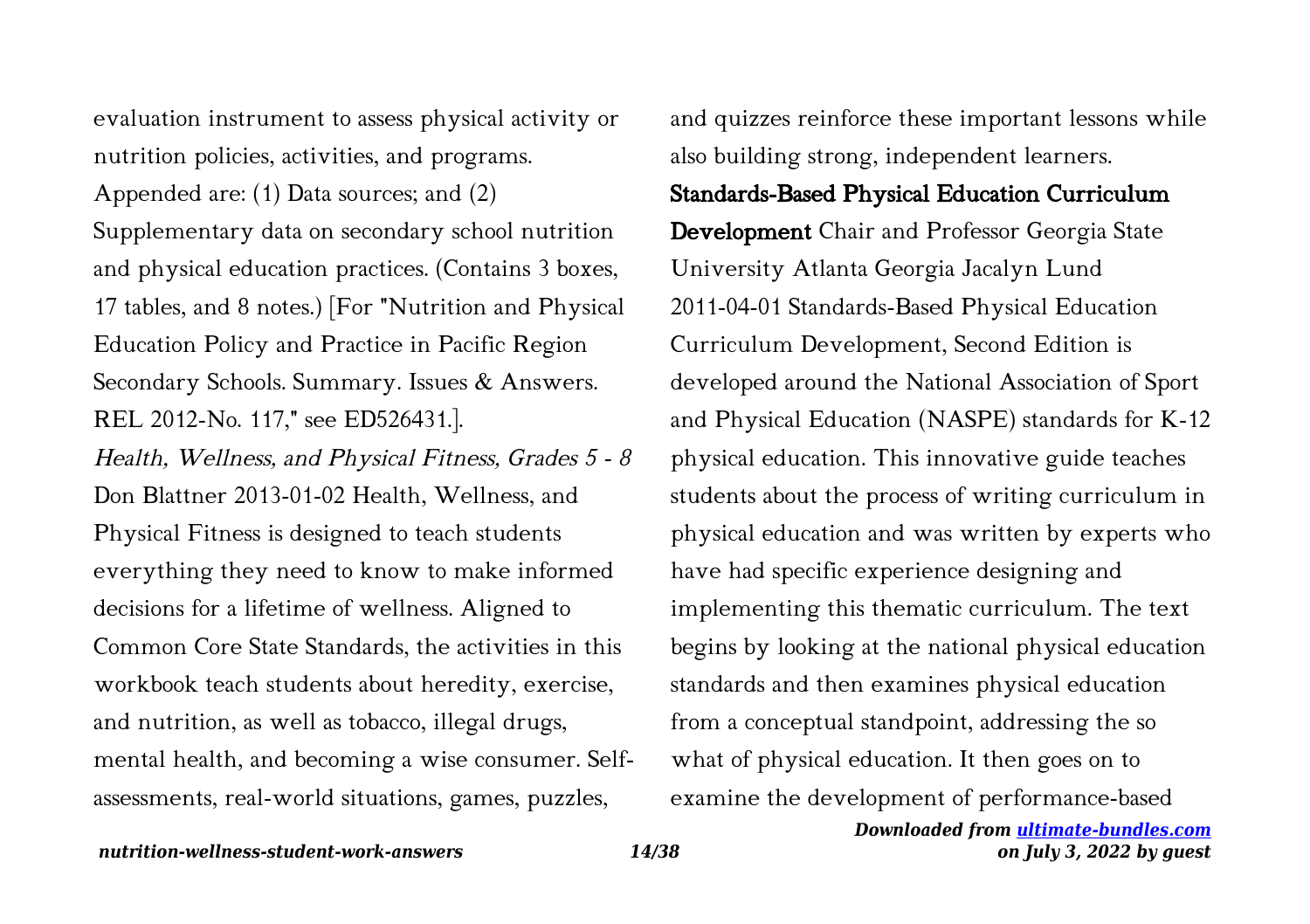evaluation instrument to assess physical activity or nutrition policies, activities, and programs. Appended are: (1) Data sources; and (2) Supplementary data on secondary school nutrition and physical education practices. (Contains 3 boxes, 17 tables, and 8 notes.) [For "Nutrition and Physical Education Policy and Practice in Pacific Region Secondary Schools. Summary. Issues & Answers. REL 2012-No. 117," see ED526431.].

*Health, Wellness, and Physical Fitness, Grades 5 - 8* Don Blattner 2013-01-02 Health, Wellness, and Physical Fitness is designed to teach students everything they need to know to make informed decisions for a lifetime of wellness. Aligned to Common Core State Standards, the activities in this workbook teach students about heredity, exercise, and nutrition, as well as tobacco, illegal drugs, mental health, and becoming a wise consumer. Self-assessments, real-world situations, games, puzzles, and quizzes reinforce these important lessons while also building strong, independent learners.

**Standards-Based Physical Education Curriculum Development** Chair and Professor Georgia State University Atlanta Georgia Jacalyn Lund 2011-04-01 Standards-Based Physical Education Curriculum Development, Second Edition is developed around the National Association of Sport and Physical Education (NASPE) standards for K-12 physical education. This innovative guide teaches students about the process of writing curriculum in physical education and was written by experts who have had specific experience designing and implementing this thematic curriculum. The text begins by looking at the national physical education standards and then examines physical education from a conceptual standpoint, addressing the so what of physical education. It then goes on to examine the development of performance-based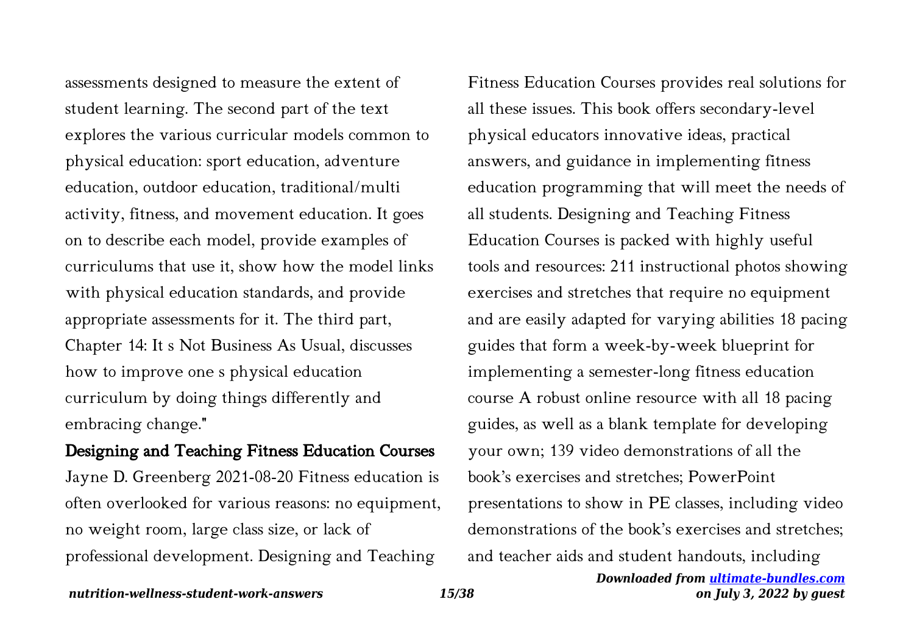assessments designed to measure the extent of student learning. The second part of the text explores the various curricular models common to physical education: sport education, adventure education, outdoor education, traditional/multi activity, fitness, and movement education. It goes on to describe each model, provide examples of curriculums that use it, show how the model links with physical education standards, and provide appropriate assessments for it. The third part, Chapter 14: It s Not Business As Usual, discusses how to improve one s physical education curriculum by doing things differently and embracing change."

## Designing and Teaching Fitness Education Courses

Jayne D. Greenberg 2021-08-20 Fitness education is often overlooked for various reasons: no equipment, no weight room, large class size, or lack of professional development. Designing and Teaching Fitness Education Courses provides real solutions for all these issues. This book offers secondary-level physical educators innovative ideas, practical answers, and guidance in implementing fitness education programming that will meet the needs of all students. Designing and Teaching Fitness Education Courses is packed with highly useful tools and resources: 211 instructional photos showing exercises and stretches that require no equipment and are easily adapted for varying abilities 18 pacing guides that form a week-by-week blueprint for implementing a semester-long fitness education course A robust online resource with all 18 pacing guides, as well as a blank template for developing your own; 139 video demonstrations of all the book's exercises and stretches; PowerPoint presentations to show in PE classes, including video demonstrations of the book's exercises and stretches; and teacher aids and student handouts, including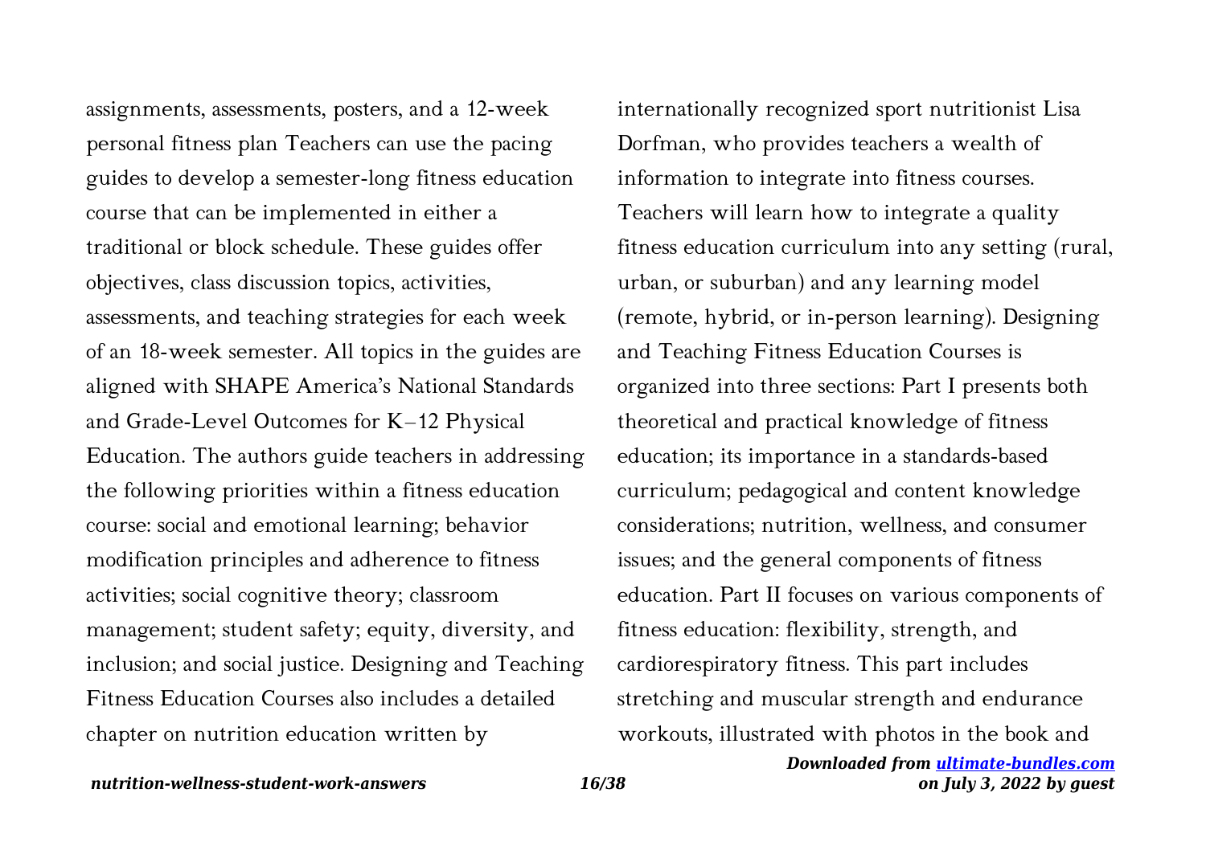assignments, assessments, posters, and a 12-week personal fitness plan Teachers can use the pacing guides to develop a semester-long fitness education course that can be implemented in either a traditional or block schedule. These guides offer objectives, class discussion topics, activities, assessments, and teaching strategies for each week of an 18-week semester. All topics in the guides are aligned with SHAPE America's National Standards and Grade-Level Outcomes for K–12 Physical Education. The authors guide teachers in addressing the following priorities within a fitness education course: social and emotional learning; behavior modification principles and adherence to fitness activities; social cognitive theory; classroom management; student safety; equity, diversity, and inclusion; and social justice. Designing and Teaching Fitness Education Courses also includes a detailed chapter on nutrition education written by internationally recognized sport nutritionist Lisa Dorfman, who provides teachers a wealth of information to integrate into fitness courses. Teachers will learn how to integrate a quality fitness education curriculum into any setting (rural, urban, or suburban) and any learning model (remote, hybrid, or in-person learning). Designing and Teaching Fitness Education Courses is organized into three sections: Part I presents both theoretical and practical knowledge of fitness education; its importance in a standards-based curriculum; pedagogical and content knowledge considerations; nutrition, wellness, and consumer issues; and the general components of fitness education. Part II focuses on various components of fitness education: flexibility, strength, and cardiorespiratory fitness. This part includes stretching and muscular strength and endurance workouts, illustrated with photos in the book and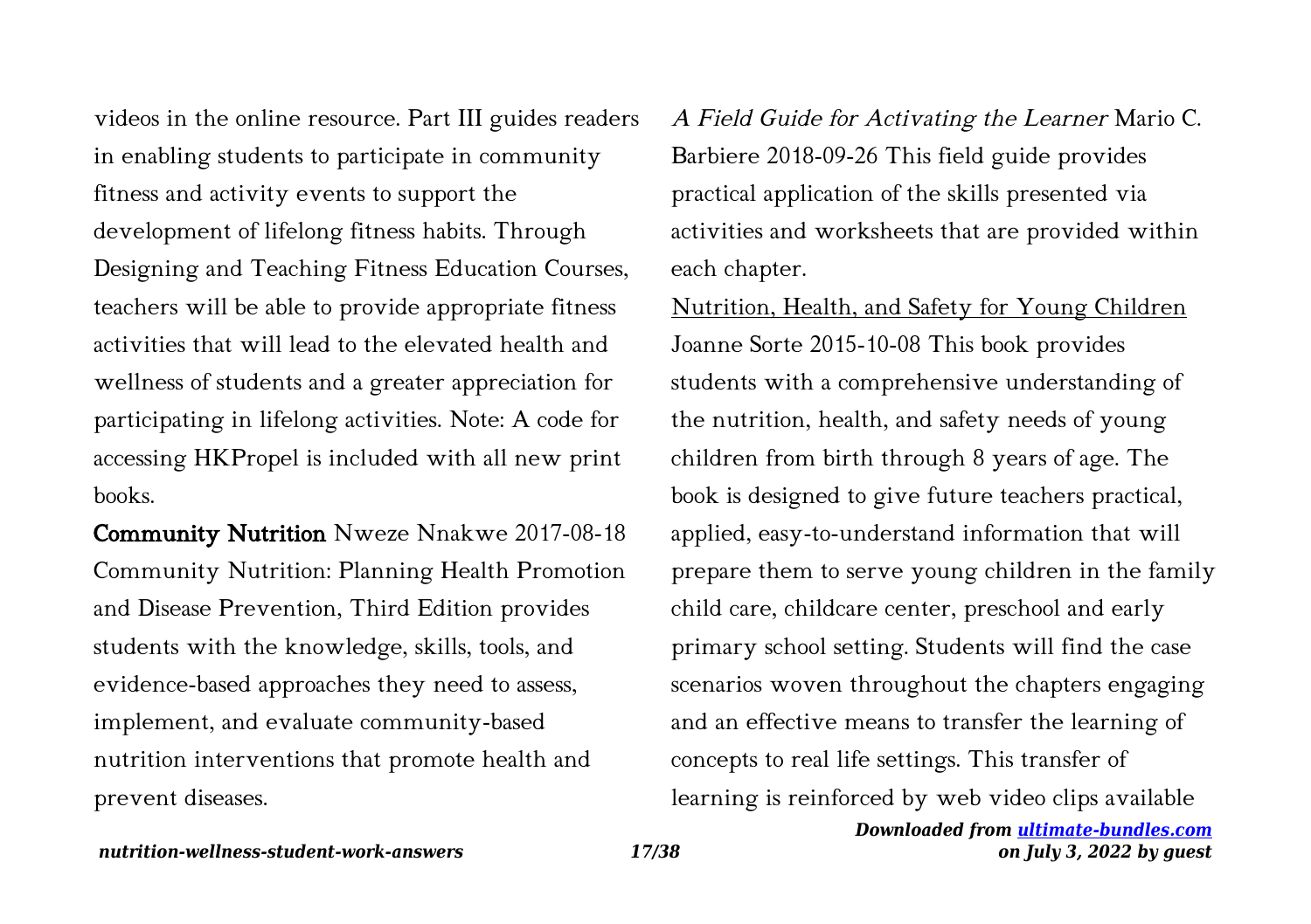videos in the online resource. Part III guides readers in enabling students to participate in community fitness and activity events to support the development of lifelong fitness habits. Through Designing and Teaching Fitness Education Courses, teachers will be able to provide appropriate fitness activities that will lead to the elevated health and wellness of students and a greater appreciation for participating in lifelong activities. Note: A code for accessing HKPropel is included with all new print books.

**Community Nutrition** Nweze Nnakwe 2017-08-18 Community Nutrition: Planning Health Promotion and Disease Prevention, Third Edition provides students with the knowledge, skills, tools, and evidence-based approaches they need to assess, implement, and evaluate community-based nutrition interventions that promote health and prevent diseases.

*A Field Guide for Activating the Learner* Mario C. Barbiere 2018-09-26 This field guide provides practical application of the skills presented via activities and worksheets that are provided within each chapter.

Nutrition, Health, and Safety for Young Children Joanne Sorte 2015-10-08 This book provides students with a comprehensive understanding of the nutrition, health, and safety needs of young children from birth through 8 years of age. The book is designed to give future teachers practical, applied, easy-to-understand information that will prepare them to serve young children in the family child care, childcare center, preschool and early primary school setting. Students will find the case scenarios woven throughout the chapters engaging and an effective means to transfer the learning of concepts to real life settings. This transfer of learning is reinforced by web video clips available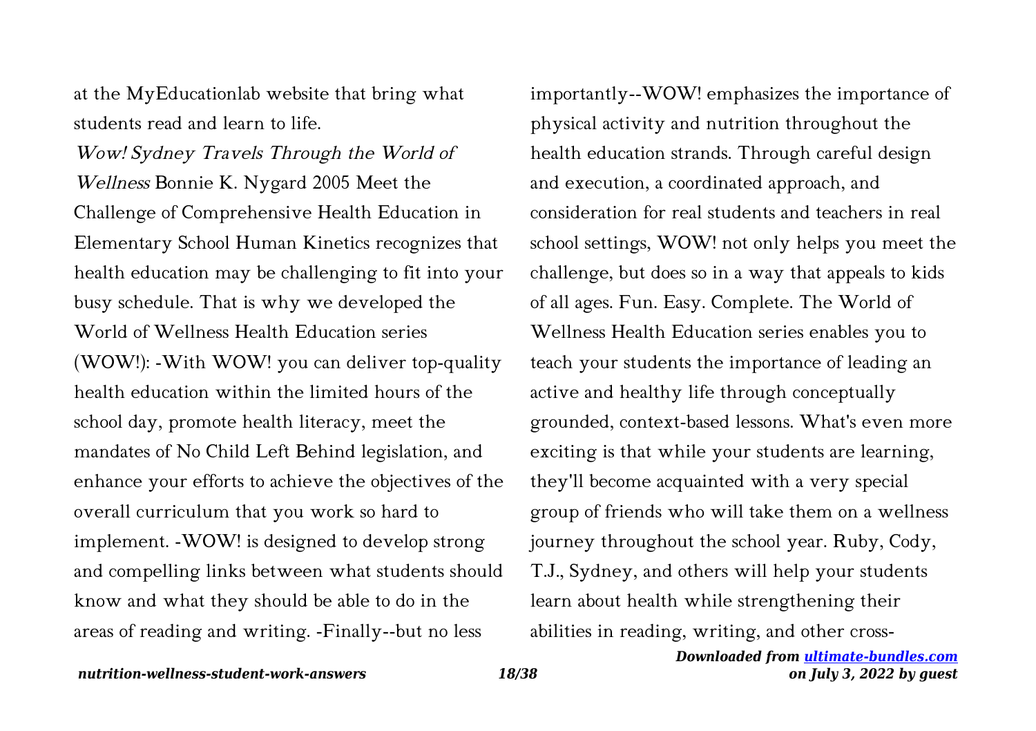at the MyEducationlab website that bring what students read and learn to life.

*Wow! Sydney Travels Through the World of Wellness* Bonnie K. Nygard 2005 Meet the Challenge of Comprehensive Health Education in Elementary School Human Kinetics recognizes that health education may be challenging to fit into your busy schedule. That is why we developed the World of Wellness Health Education series (WOW!): -With WOW! you can deliver top-quality health education within the limited hours of the school day, promote health literacy, meet the mandates of No Child Left Behind legislation, and enhance your efforts to achieve the objectives of the overall curriculum that you work so hard to implement. -WOW! is designed to develop strong and compelling links between what students should know and what they should be able to do in the areas of reading and writing. -Finally--but no less importantly--WOW! emphasizes the importance of physical activity and nutrition throughout the health education strands. Through careful design and execution, a coordinated approach, and consideration for real students and teachers in real school settings, WOW! not only helps you meet the challenge, but does so in a way that appeals to kids of all ages. Fun. Easy. Complete. The World of Wellness Health Education series enables you to teach your students the importance of leading an active and healthy life through conceptually grounded, context-based lessons. What's even more exciting is that while your students are learning, they'll become acquainted with a very special group of friends who will take them on a wellness journey throughout the school year. Ruby, Cody, T.J., Sydney, and others will help your students learn about health while strengthening their abilities in reading, writing, and other cross-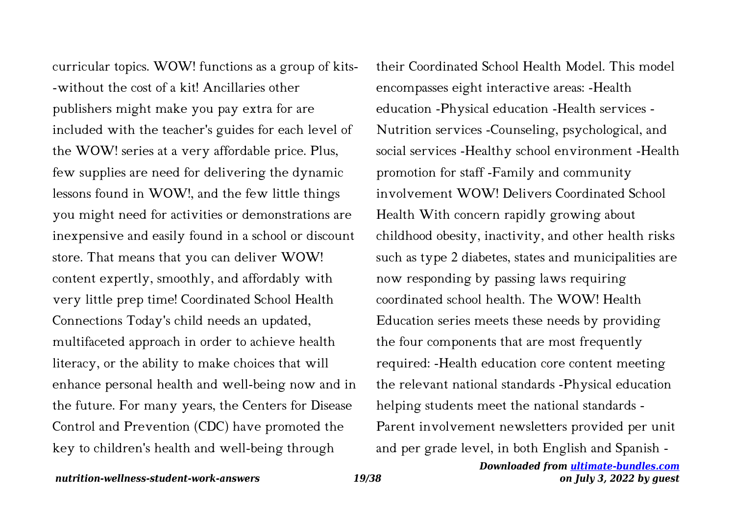curricular topics. WOW! functions as a group of kits--without the cost of a kit! Ancillaries other publishers might make you pay extra for are included with the teacher's guides for each level of the WOW! series at a very affordable price. Plus, few supplies are need for delivering the dynamic lessons found in WOW!, and the few little things you might need for activities or demonstrations are inexpensive and easily found in a school or discount store. That means that you can deliver WOW! content expertly, smoothly, and affordably with very little prep time! Coordinated School Health Connections Today's child needs an updated, multifaceted approach in order to achieve health literacy, or the ability to make choices that will enhance personal health and well-being now and in the future. For many years, the Centers for Disease Control and Prevention (CDC) have promoted the key to children's health and well-being through their Coordinated School Health Model. This model encompasses eight interactive areas: -Health education -Physical education -Health services -Nutrition services -Counseling, psychological, and social services -Healthy school environment -Health promotion for staff -Family and community involvement WOW! Delivers Coordinated School Health With concern rapidly growing about childhood obesity, inactivity, and other health risks such as type 2 diabetes, states and municipalities are now responding by passing laws requiring coordinated school health. The WOW! Health Education series meets these needs by providing the four components that are most frequently required: -Health education core content meeting the relevant national standards -Physical education helping students meet the national standards -Parent involvement newsletters provided per unit and per grade level, in both English and Spanish -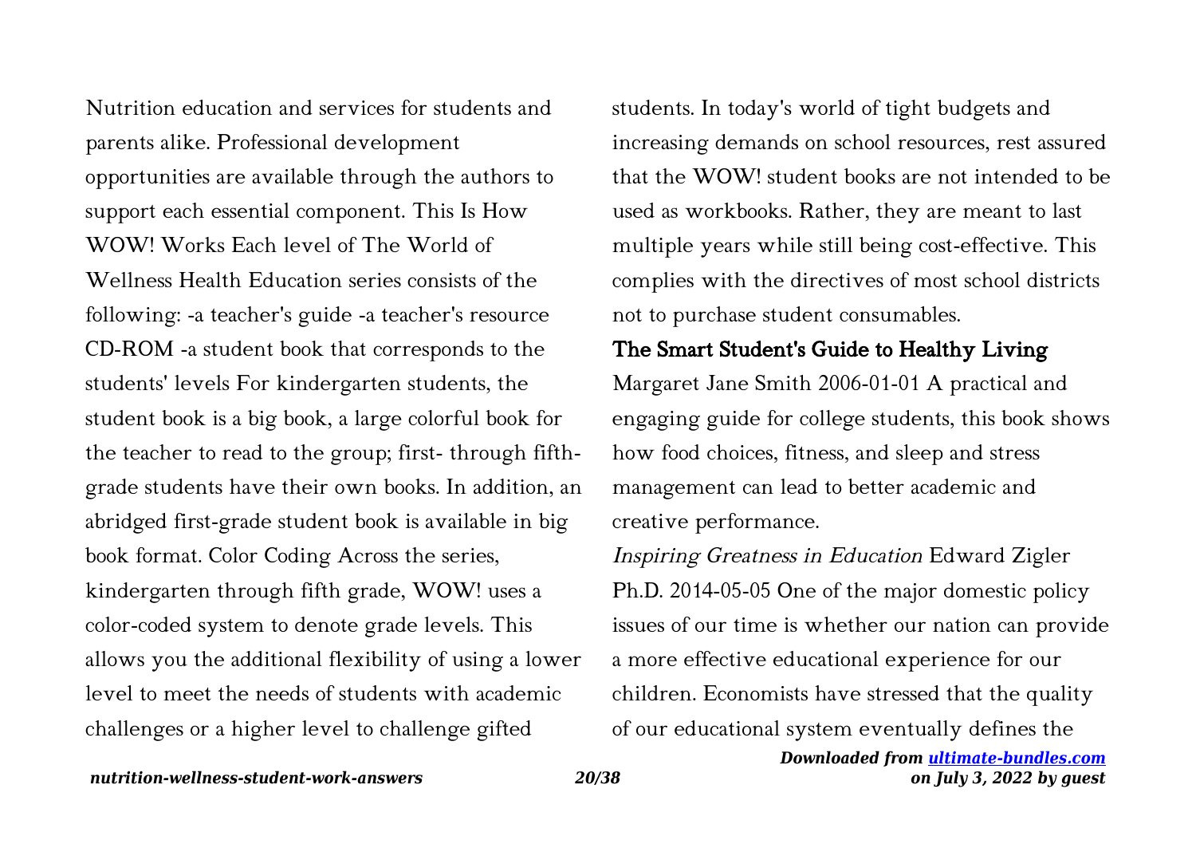Nutrition education and services for students and parents alike. Professional development opportunities are available through the authors to support each essential component. This Is How WOW! Works Each level of The World of Wellness Health Education series consists of the following: -a teacher's guide -a teacher's resource CD-ROM -a student book that corresponds to the students' levels For kindergarten students, the student book is a big book, a large colorful book for the teacher to read to the group; first- through fifth-grade students have their own books. In addition, an abridged first-grade student book is available in big book format. Color Coding Across the series, kindergarten through fifth grade, WOW! uses a color-coded system to denote grade levels. This allows you the additional flexibility of using a lower level to meet the needs of students with academic challenges or a higher level to challenge gifted students. In today's world of tight budgets and increasing demands on school resources, rest assured that the WOW! student books are not intended to be used as workbooks. Rather, they are meant to last multiple years while still being cost-effective. This complies with the directives of most school districts not to purchase student consumables.

## The Smart Student's Guide to Healthy Living

Margaret Jane Smith 2006-01-01 A practical and engaging guide for college students, this book shows how food choices, fitness, and sleep and stress management can lead to better academic and creative performance.

*Inspiring Greatness in Education* Edward Zigler Ph.D. 2014-05-05 One of the major domestic policy issues of our time is whether our nation can provide a more effective educational experience for our children. Economists have stressed that the quality of our educational system eventually defines the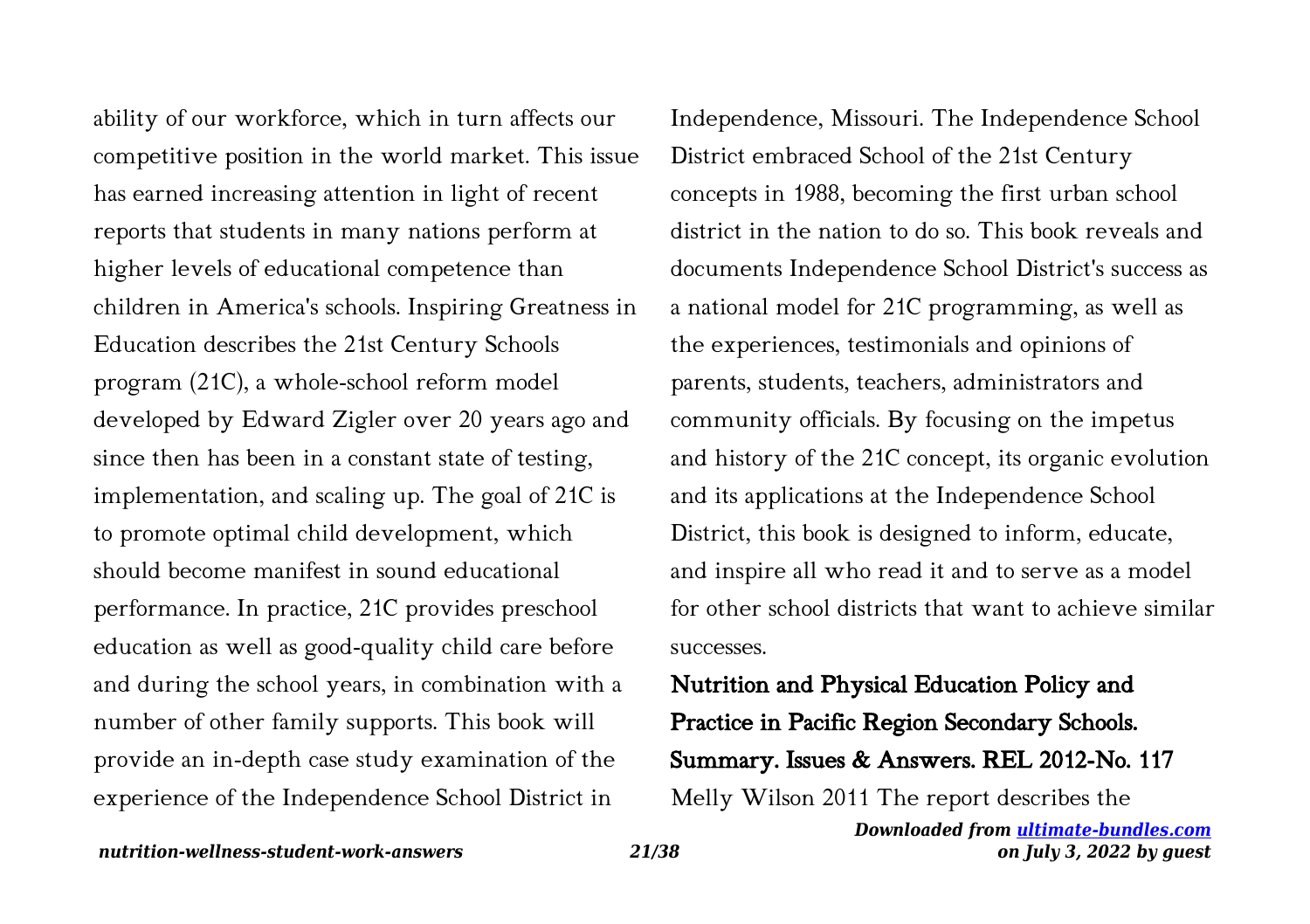ability of our workforce, which in turn affects our competitive position in the world market. This issue has earned increasing attention in light of recent reports that students in many nations perform at higher levels of educational competence than children in America's schools. Inspiring Greatness in Education describes the 21st Century Schools program (21C), a whole-school reform model developed by Edward Zigler over 20 years ago and since then has been in a constant state of testing, implementation, and scaling up. The goal of 21C is to promote optimal child development, which should become manifest in sound educational performance. In practice, 21C provides preschool education as well as good-quality child care before and during the school years, in combination with a number of other family supports. This book will provide an in-depth case study examination of the experience of the Independence School District in Independence, Missouri. The Independence School District embraced School of the 21st Century concepts in 1988, becoming the first urban school district in the nation to do so. This book reveals and documents Independence School District's success as a national model for 21C programming, as well as the experiences, testimonials and opinions of parents, students, teachers, administrators and community officials. By focusing on the impetus and history of the 21C concept, its organic evolution and its applications at the Independence School District, this book is designed to inform, educate, and inspire all who read it and to serve as a model for other school districts that want to achieve similar successes.

## Nutrition and Physical Education Policy and Practice in Pacific Region Secondary Schools. Summary. Issues & Answers. REL 2012-No. 117

Melly Wilson 2011 The report describes the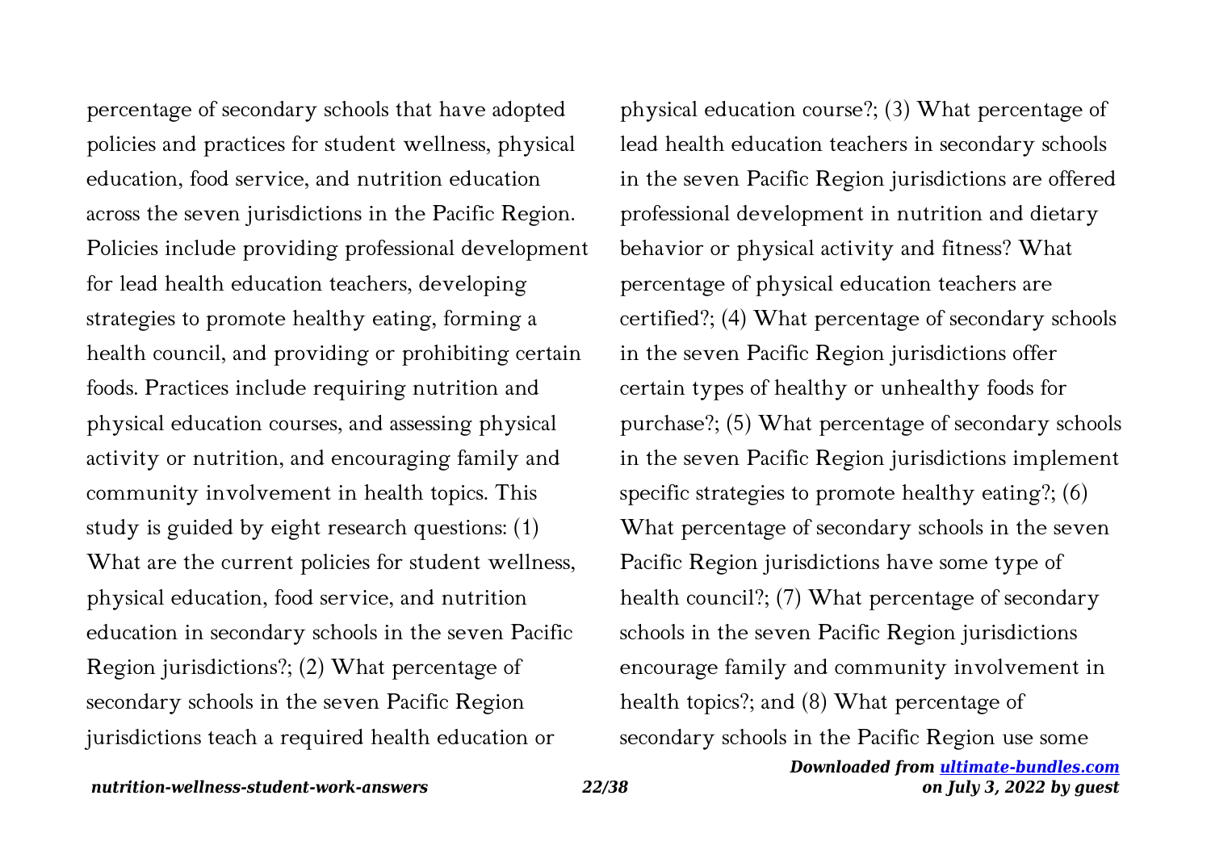percentage of secondary schools that have adopted policies and practices for student wellness, physical education, food service, and nutrition education across the seven jurisdictions in the Pacific Region. Policies include providing professional development for lead health education teachers, developing strategies to promote healthy eating, forming a health council, and providing or prohibiting certain foods. Practices include requiring nutrition and physical education courses, and assessing physical activity or nutrition, and encouraging family and community involvement in health topics. This study is guided by eight research questions: (1) What are the current policies for student wellness, physical education, food service, and nutrition education in secondary schools in the seven Pacific Region jurisdictions?; (2) What percentage of secondary schools in the seven Pacific Region jurisdictions teach a required health education or physical education course?; (3) What percentage of lead health education teachers in secondary schools in the seven Pacific Region jurisdictions are offered professional development in nutrition and dietary behavior or physical activity and fitness? What percentage of physical education teachers are certified?; (4) What percentage of secondary schools in the seven Pacific Region jurisdictions offer certain types of healthy or unhealthy foods for purchase?; (5) What percentage of secondary schools in the seven Pacific Region jurisdictions implement specific strategies to promote healthy eating?; (6) What percentage of secondary schools in the seven Pacific Region jurisdictions have some type of health council?; (7) What percentage of secondary schools in the seven Pacific Region jurisdictions encourage family and community involvement in health topics?; and (8) What percentage of secondary schools in the Pacific Region use some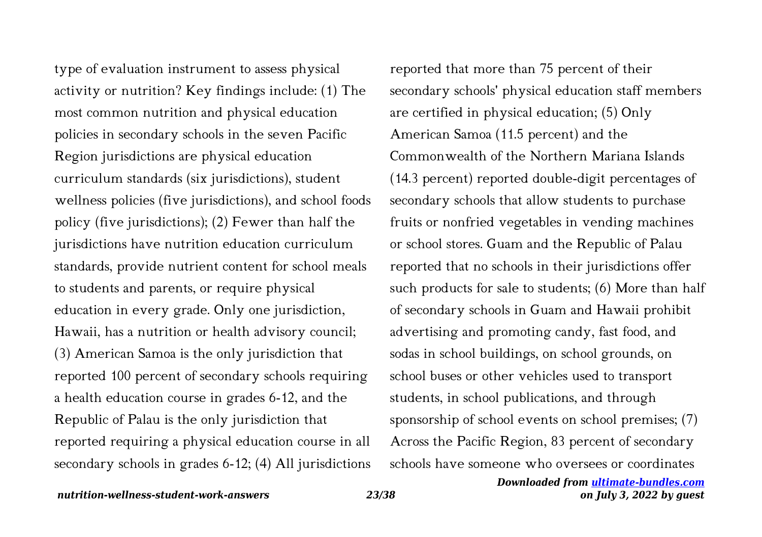type of evaluation instrument to assess physical activity or nutrition? Key findings include: (1) The most common nutrition and physical education policies in secondary schools in the seven Pacific Region jurisdictions are physical education curriculum standards (six jurisdictions), student wellness policies (five jurisdictions), and school foods policy (five jurisdictions); (2) Fewer than half the jurisdictions have nutrition education curriculum standards, provide nutrient content for school meals to students and parents, or require physical education in every grade. Only one jurisdiction, Hawaii, has a nutrition or health advisory council; (3) American Samoa is the only jurisdiction that reported 100 percent of secondary schools requiring a health education course in grades 6-12, and the Republic of Palau is the only jurisdiction that reported requiring a physical education course in all secondary schools in grades 6-12; (4) All jurisdictions reported that more than 75 percent of their secondary schools' physical education staff members are certified in physical education; (5) Only American Samoa (11.5 percent) and the Commonwealth of the Northern Mariana Islands (14.3 percent) reported double-digit percentages of secondary schools that allow students to purchase fruits or nonfried vegetables in vending machines or school stores. Guam and the Republic of Palau reported that no schools in their jurisdictions offer such products for sale to students; (6) More than half of secondary schools in Guam and Hawaii prohibit advertising and promoting candy, fast food, and sodas in school buildings, on school grounds, on school buses or other vehicles used to transport students, in school publications, and through sponsorship of school events on school premises; (7) Across the Pacific Region, 83 percent of secondary schools have someone who oversees or coordinates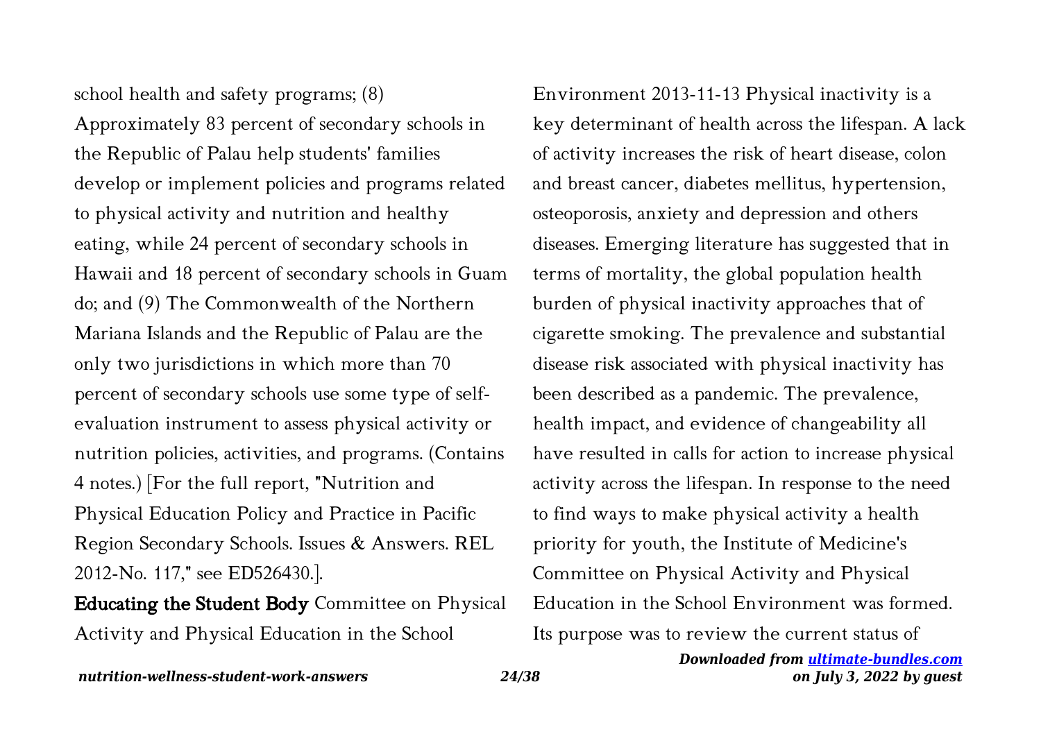school health and safety programs; (8) Approximately 83 percent of secondary schools in the Republic of Palau help students' families develop or implement policies and programs related to physical activity and nutrition and healthy eating, while 24 percent of secondary schools in Hawaii and 18 percent of secondary schools in Guam do; and (9) The Commonwealth of the Northern Mariana Islands and the Republic of Palau are the only two jurisdictions in which more than 70 percent of secondary schools use some type of self-evaluation instrument to assess physical activity or nutrition policies, activities, and programs. (Contains 4 notes.) [For the full report, "Nutrition and Physical Education Policy and Practice in Pacific Region Secondary Schools. Issues & Answers. REL 2012-No. 117," see ED526430.].

**Educating the Student Body** Committee on Physical Activity and Physical Education in the School Environment 2013-11-13 Physical inactivity is a key determinant of health across the lifespan. A lack of activity increases the risk of heart disease, colon and breast cancer, diabetes mellitus, hypertension, osteoporosis, anxiety and depression and others diseases. Emerging literature has suggested that in terms of mortality, the global population health burden of physical inactivity approaches that of cigarette smoking. The prevalence and substantial disease risk associated with physical inactivity has been described as a pandemic. The prevalence, health impact, and evidence of changeability all have resulted in calls for action to increase physical activity across the lifespan. In response to the need to find ways to make physical activity a health priority for youth, the Institute of Medicine's Committee on Physical Activity and Physical Education in the School Environment was formed. Its purpose was to review the current status of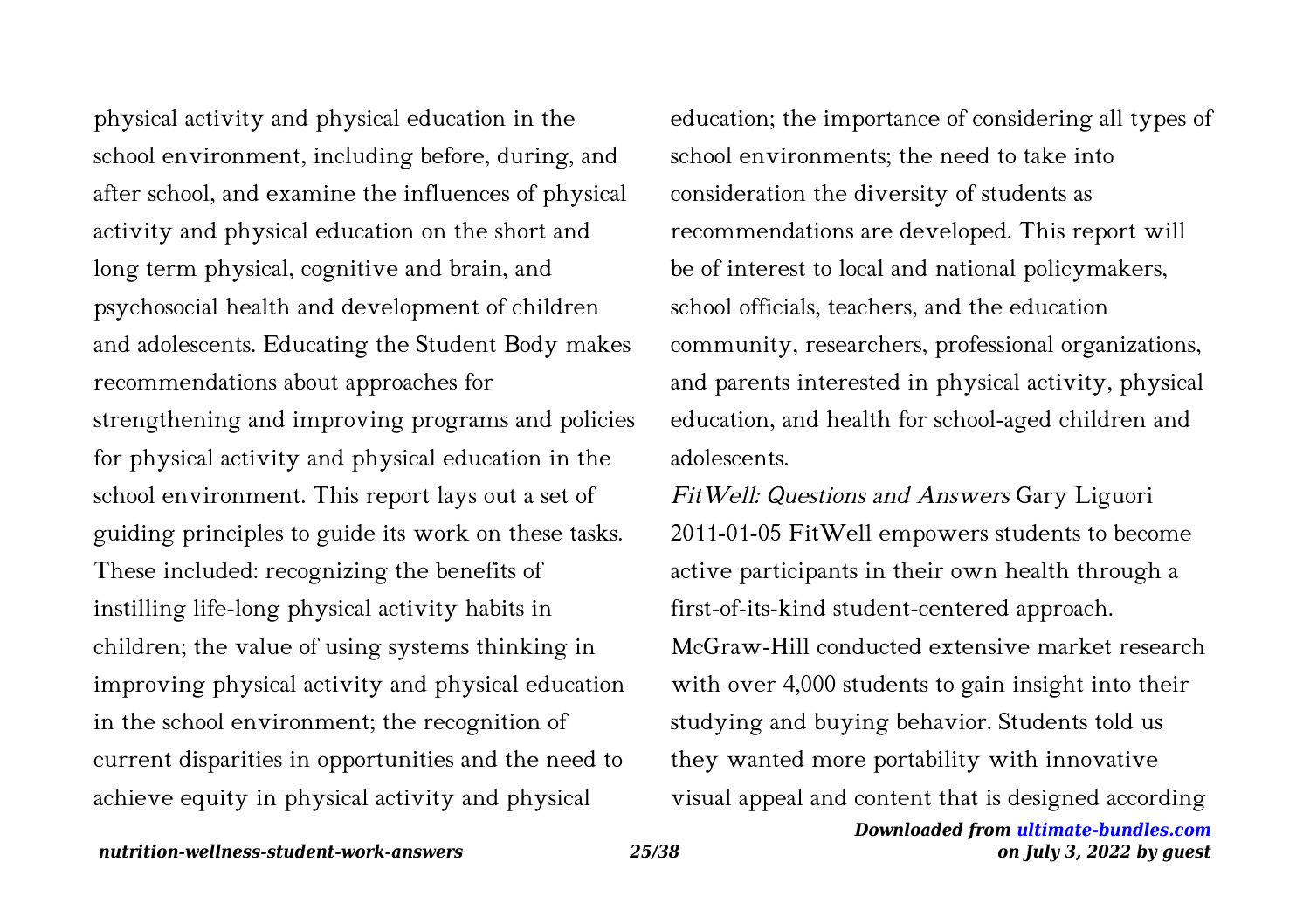physical activity and physical education in the school environment, including before, during, and after school, and examine the influences of physical activity and physical education on the short and long term physical, cognitive and brain, and psychosocial health and development of children and adolescents. Educating the Student Body makes recommendations about approaches for strengthening and improving programs and policies for physical activity and physical education in the school environment. This report lays out a set of guiding principles to guide its work on these tasks. These included: recognizing the benefits of instilling life-long physical activity habits in children; the value of using systems thinking in improving physical activity and physical education in the school environment; the recognition of current disparities in opportunities and the need to achieve equity in physical activity and physical education; the importance of considering all types of school environments; the need to take into consideration the diversity of students as recommendations are developed. This report will be of interest to local and national policymakers, school officials, teachers, and the education community, researchers, professional organizations, and parents interested in physical activity, physical education, and health for school-aged children and adolescents.

*FitWell: Questions and Answers* Gary Liguori 2011-01-05 FitWell empowers students to become active participants in their own health through a first-of-its-kind student-centered approach. McGraw-Hill conducted extensive market research with over 4,000 students to gain insight into their studying and buying behavior. Students told us they wanted more portability with innovative visual appeal and content that is designed according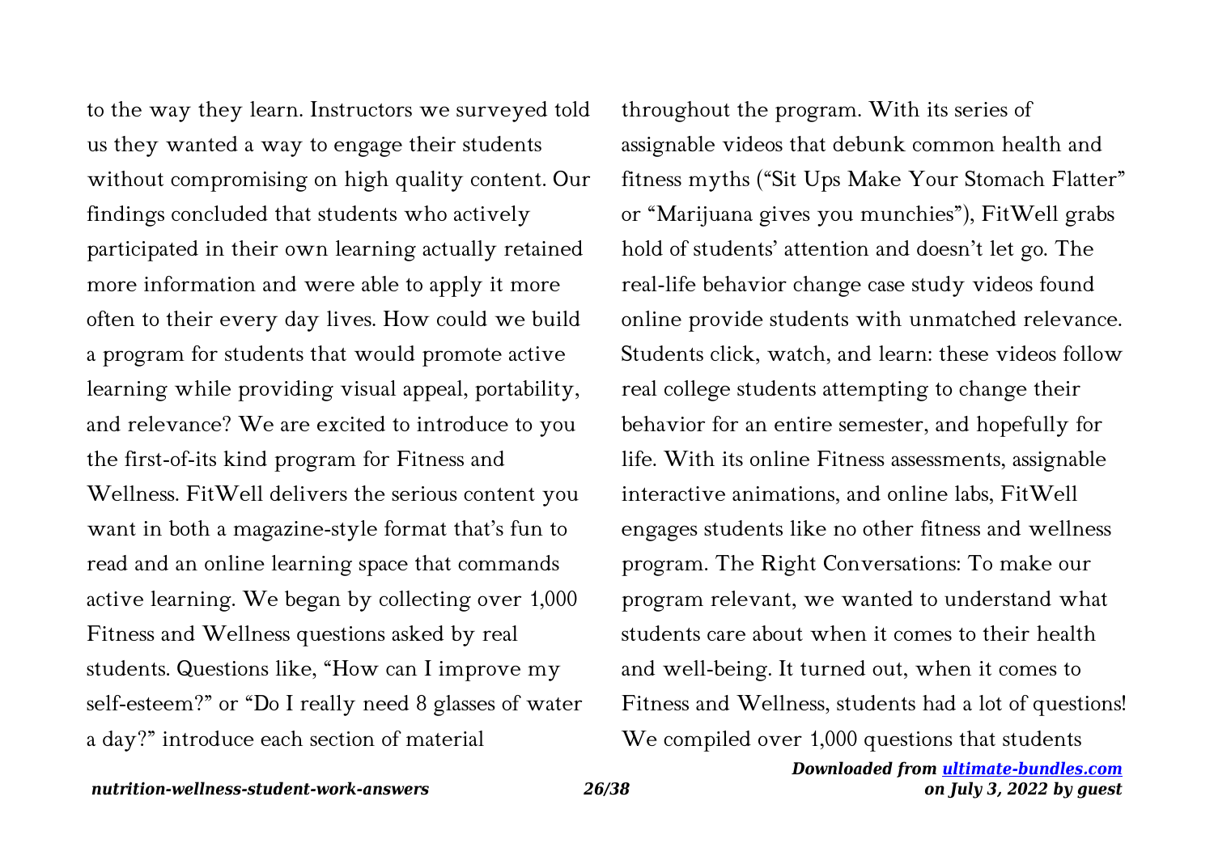to the way they learn. Instructors we surveyed told us they wanted a way to engage their students without compromising on high quality content. Our findings concluded that students who actively participated in their own learning actually retained more information and were able to apply it more often to their every day lives. How could we build a program for students that would promote active learning while providing visual appeal, portability, and relevance? We are excited to introduce to you the first-of-its kind program for Fitness and Wellness. FitWell delivers the serious content you want in both a magazine-style format that's fun to read and an online learning space that commands active learning. We began by collecting over 1,000 Fitness and Wellness questions asked by real students. Questions like, "How can I improve my self-esteem?" or "Do I really need 8 glasses of water a day?" introduce each section of material throughout the program. With its series of assignable videos that debunk common health and fitness myths ("Sit Ups Make Your Stomach Flatter" or "Marijuana gives you munchies"), FitWell grabs hold of students' attention and doesn't let go. The real-life behavior change case study videos found online provide students with unmatched relevance. Students click, watch, and learn: these videos follow real college students attempting to change their behavior for an entire semester, and hopefully for life. With its online Fitness assessments, assignable interactive animations, and online labs, FitWell engages students like no other fitness and wellness program. The Right Conversations: To make our program relevant, we wanted to understand what students care about when it comes to their health and well-being. It turned out, when it comes to Fitness and Wellness, students had a lot of questions! We compiled over 1,000 questions that students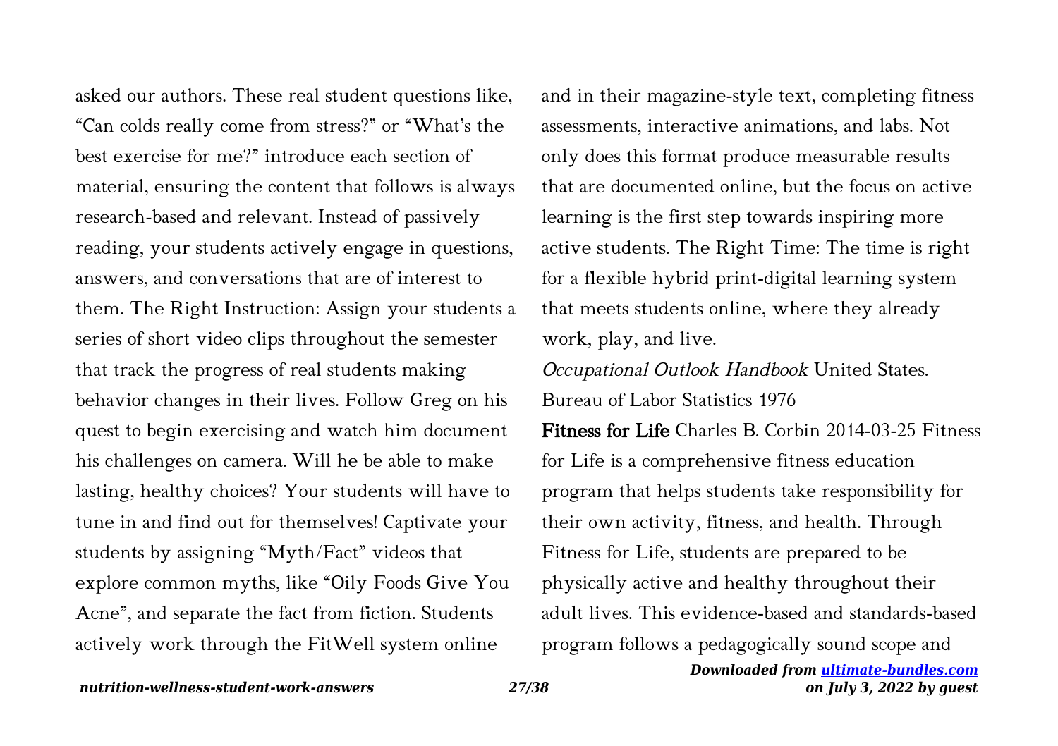asked our authors. These real student questions like, "Can colds really come from stress?" or "What's the best exercise for me?" introduce each section of material, ensuring the content that follows is always research-based and relevant. Instead of passively reading, your students actively engage in questions, answers, and conversations that are of interest to them. The Right Instruction: Assign your students a series of short video clips throughout the semester that track the progress of real students making behavior changes in their lives. Follow Greg on his quest to begin exercising and watch him document his challenges on camera. Will he be able to make lasting, healthy choices? Your students will have to tune in and find out for themselves! Captivate your students by assigning "Myth/Fact" videos that explore common myths, like "Oily Foods Give You Acne", and separate the fact from fiction. Students actively work through the FitWell system online and in their magazine-style text, completing fitness assessments, interactive animations, and labs. Not only does this format produce measurable results that are documented online, but the focus on active learning is the first step towards inspiring more active students. The Right Time: The time is right for a flexible hybrid print-digital learning system that meets students online, where they already work, play, and live.

*Occupational Outlook Handbook* United States. Bureau of Labor Statistics 1976

**Fitness for Life** Charles B. Corbin 2014-03-25 Fitness for Life is a comprehensive fitness education program that helps students take responsibility for their own activity, fitness, and health. Through Fitness for Life, students are prepared to be physically active and healthy throughout their adult lives. This evidence-based and standards-based program follows a pedagogically sound scope and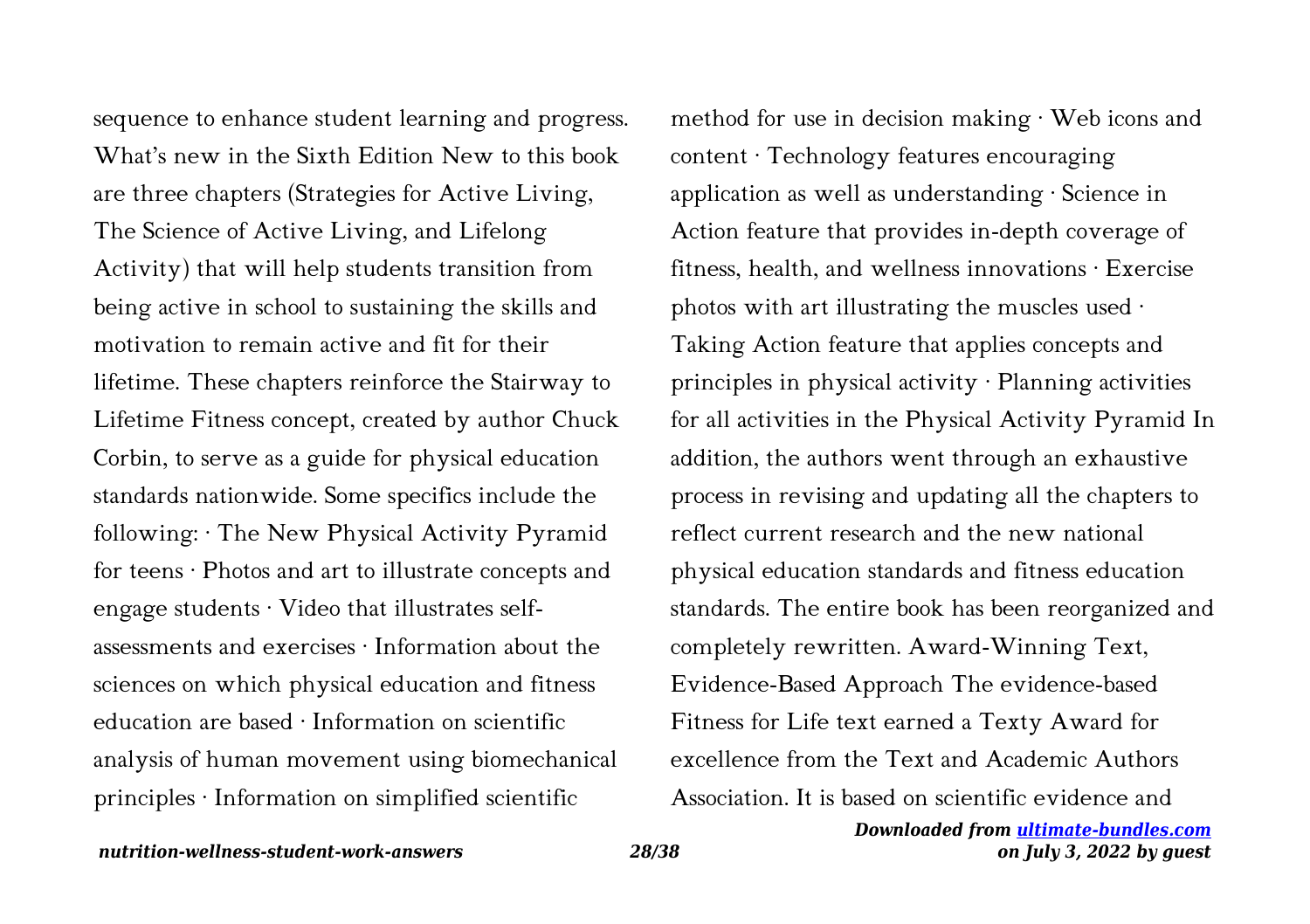sequence to enhance student learning and progress. What's new in the Sixth Edition New to this book are three chapters (Strategies for Active Living, The Science of Active Living, and Lifelong Activity) that will help students transition from being active in school to sustaining the skills and motivation to remain active and fit for their lifetime. These chapters reinforce the Stairway to Lifetime Fitness concept, created by author Chuck Corbin, to serve as a guide for physical education standards nationwide. Some specifics include the following: · The New Physical Activity Pyramid for teens · Photos and art to illustrate concepts and engage students · Video that illustrates self-assessments and exercises · Information about the sciences on which physical education and fitness education are based · Information on scientific analysis of human movement using biomechanical principles · Information on simplified scientific method for use in decision making · Web icons and content · Technology features encouraging application as well as understanding · Science in Action feature that provides in-depth coverage of fitness, health, and wellness innovations · Exercise photos with art illustrating the muscles used · Taking Action feature that applies concepts and principles in physical activity · Planning activities for all activities in the Physical Activity Pyramid In addition, the authors went through an exhaustive process in revising and updating all the chapters to reflect current research and the new national physical education standards and fitness education standards. The entire book has been reorganized and completely rewritten. Award-Winning Text, Evidence-Based Approach The evidence-based Fitness for Life text earned a Texty Award for excellence from the Text and Academic Authors Association. It is based on scientific evidence and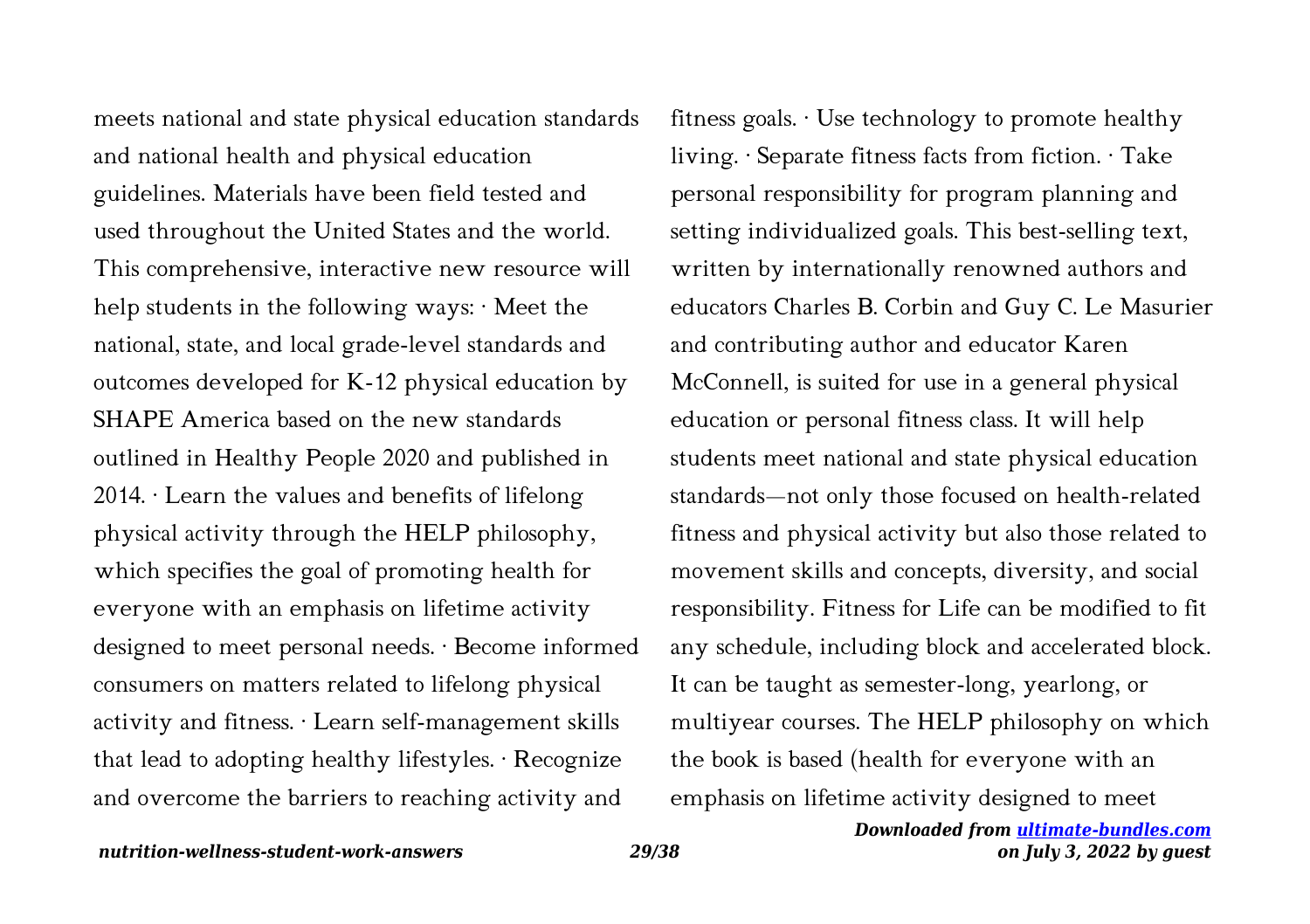meets national and state physical education standards and national health and physical education guidelines. Materials have been field tested and used throughout the United States and the world. This comprehensive, interactive new resource will help students in the following ways: · Meet the national, state, and local grade-level standards and outcomes developed for K-12 physical education by SHAPE America based on the new standards outlined in Healthy People 2020 and published in 2014. · Learn the values and benefits of lifelong physical activity through the HELP philosophy, which specifies the goal of promoting health for everyone with an emphasis on lifetime activity designed to meet personal needs. · Become informed consumers on matters related to lifelong physical activity and fitness. · Learn self-management skills that lead to adopting healthy lifestyles. · Recognize and overcome the barriers to reaching activity and fitness goals. · Use technology to promote healthy living. · Separate fitness facts from fiction. · Take personal responsibility for program planning and setting individualized goals. This best-selling text, written by internationally renowned authors and educators Charles B. Corbin and Guy C. Le Masurier and contributing author and educator Karen McConnell, is suited for use in a general physical education or personal fitness class. It will help students meet national and state physical education standards—not only those focused on health-related fitness and physical activity but also those related to movement skills and concepts, diversity, and social responsibility. Fitness for Life can be modified to fit any schedule, including block and accelerated block. It can be taught as semester-long, yearlong, or multiyear courses. The HELP philosophy on which the book is based (health for everyone with an emphasis on lifetime activity designed to meet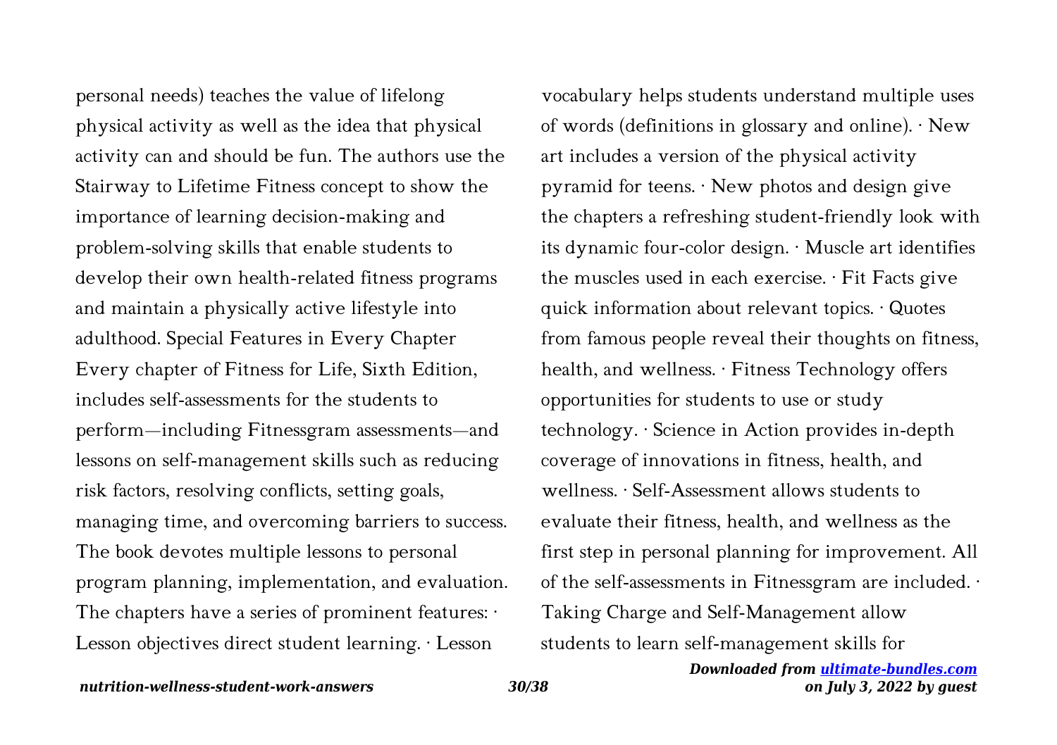personal needs) teaches the value of lifelong physical activity as well as the idea that physical activity can and should be fun. The authors use the Stairway to Lifetime Fitness concept to show the importance of learning decision-making and problem-solving skills that enable students to develop their own health-related fitness programs and maintain a physically active lifestyle into adulthood. Special Features in Every Chapter Every chapter of Fitness for Life, Sixth Edition, includes self-assessments for the students to perform—including Fitnessgram assessments—and lessons on self-management skills such as reducing risk factors, resolving conflicts, setting goals, managing time, and overcoming barriers to success. The book devotes multiple lessons to personal program planning, implementation, and evaluation. The chapters have a series of prominent features: · Lesson objectives direct student learning. · Lesson vocabulary helps students understand multiple uses of words (definitions in glossary and online). · New art includes a version of the physical activity pyramid for teens. · New photos and design give the chapters a refreshing student-friendly look with its dynamic four-color design. · Muscle art identifies the muscles used in each exercise. · Fit Facts give quick information about relevant topics. · Quotes from famous people reveal their thoughts on fitness, health, and wellness. · Fitness Technology offers opportunities for students to use or study technology. · Science in Action provides in-depth coverage of innovations in fitness, health, and wellness. · Self-Assessment allows students to evaluate their fitness, health, and wellness as the first step in personal planning for improvement. All of the self-assessments in Fitnessgram are included. · Taking Charge and Self-Management allow students to learn self-management skills for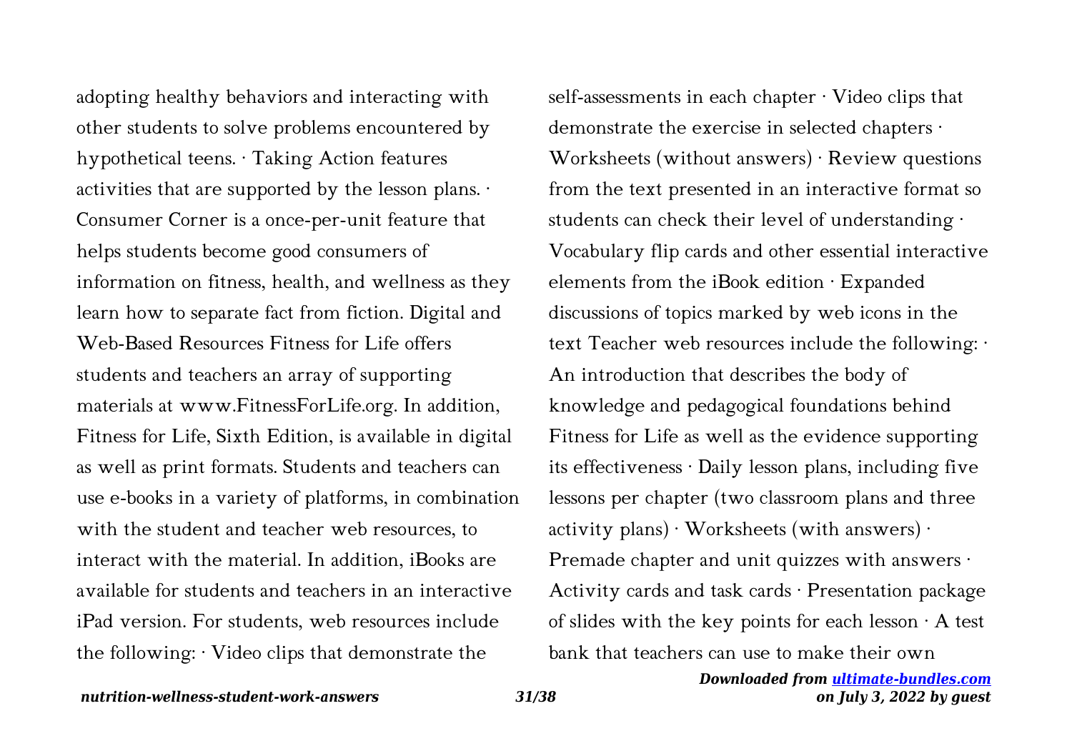adopting healthy behaviors and interacting with other students to solve problems encountered by hypothetical teens. · Taking Action features activities that are supported by the lesson plans. · Consumer Corner is a once-per-unit feature that helps students become good consumers of information on fitness, health, and wellness as they learn how to separate fact from fiction. Digital and Web-Based Resources Fitness for Life offers students and teachers an array of supporting materials at www.FitnessForLife.org. In addition, Fitness for Life, Sixth Edition, is available in digital as well as print formats. Students and teachers can use e-books in a variety of platforms, in combination with the student and teacher web resources, to interact with the material. In addition, iBooks are available for students and teachers in an interactive iPad version. For students, web resources include the following: · Video clips that demonstrate the self-assessments in each chapter · Video clips that demonstrate the exercise in selected chapters · Worksheets (without answers) · Review questions from the text presented in an interactive format so students can check their level of understanding · Vocabulary flip cards and other essential interactive elements from the iBook edition · Expanded discussions of topics marked by web icons in the text Teacher web resources include the following: · An introduction that describes the body of knowledge and pedagogical foundations behind Fitness for Life as well as the evidence supporting its effectiveness · Daily lesson plans, including five lessons per chapter (two classroom plans and three activity plans) · Worksheets (with answers) · Premade chapter and unit quizzes with answers · Activity cards and task cards · Presentation package of slides with the key points for each lesson · A test bank that teachers can use to make their own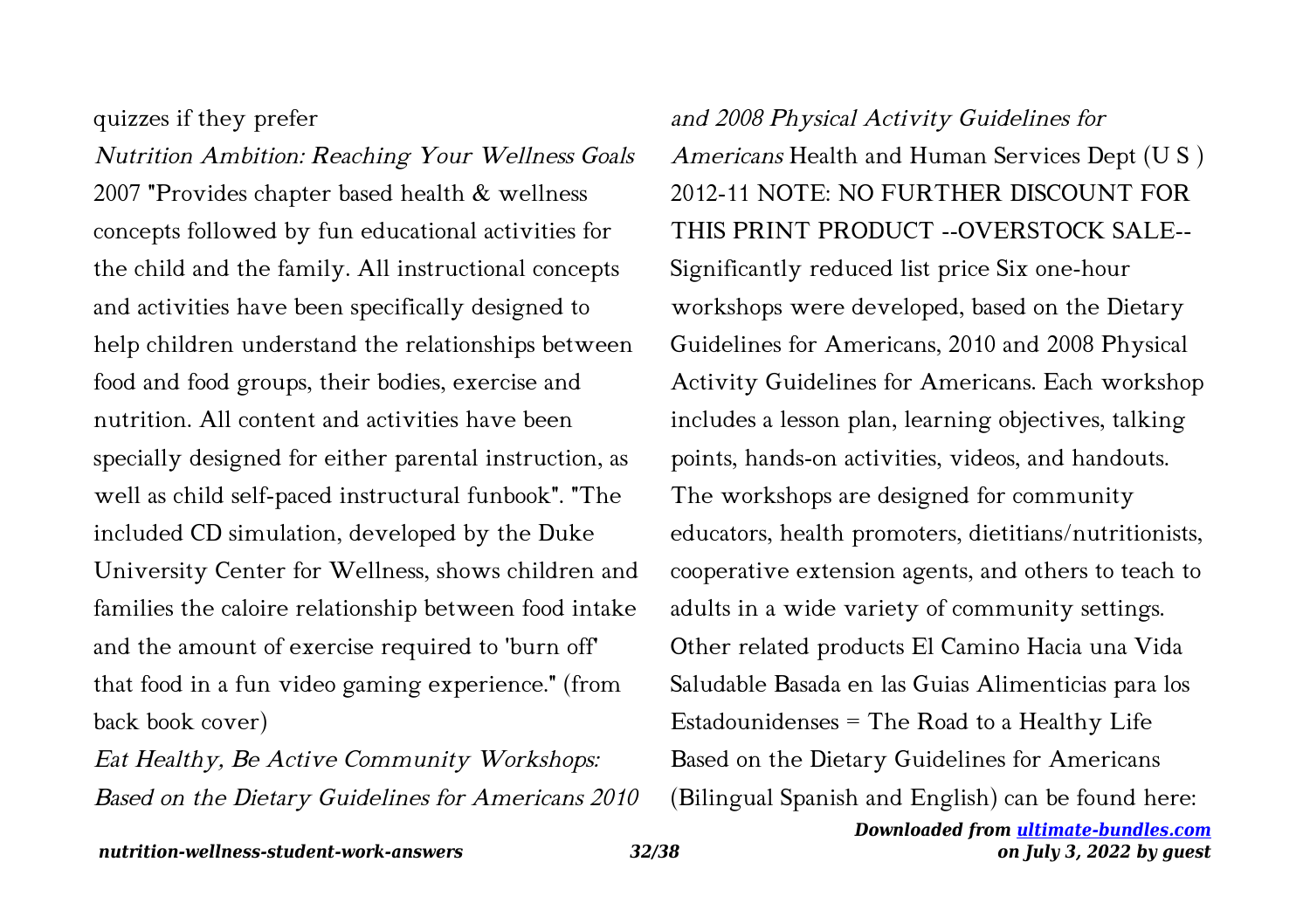quizzes if they prefer

*Nutrition Ambition: Reaching Your Wellness Goals* 2007 "Provides chapter based health & wellness concepts followed by fun educational activities for the child and the family. All instructional concepts and activities have been specifically designed to help children understand the relationships between food and food groups, their bodies, exercise and nutrition. All content and activities have been specially designed for either parental instruction, as well as child self-paced instructural funbook". "The included CD simulation, developed by the Duke University Center for Wellness, shows children and families the caloire relationship between food intake and the amount of exercise required to 'burn off' that food in a fun video gaming experience." (from back book cover)

*Eat Healthy, Be Active Community Workshops: Based on the Dietary Guidelines for Americans 2010 and 2008 Physical Activity Guidelines for Americans* Health and Human Services Dept (U S ) 2012-11 NOTE: NO FURTHER DISCOUNT FOR THIS PRINT PRODUCT --OVERSTOCK SALE-- Significantly reduced list price Six one-hour workshops were developed, based on the Dietary Guidelines for Americans, 2010 and 2008 Physical Activity Guidelines for Americans. Each workshop includes a lesson plan, learning objectives, talking points, hands-on activities, videos, and handouts. The workshops are designed for community educators, health promoters, dietitians/nutritionists, cooperative extension agents, and others to teach to adults in a wide variety of community settings. Other related products El Camino Hacia una Vida Saludable Basada en las Guias Alimenticias para los Estadounidenses = The Road to a Healthy Life Based on the Dietary Guidelines for Americans (Bilingual Spanish and English) can be found here: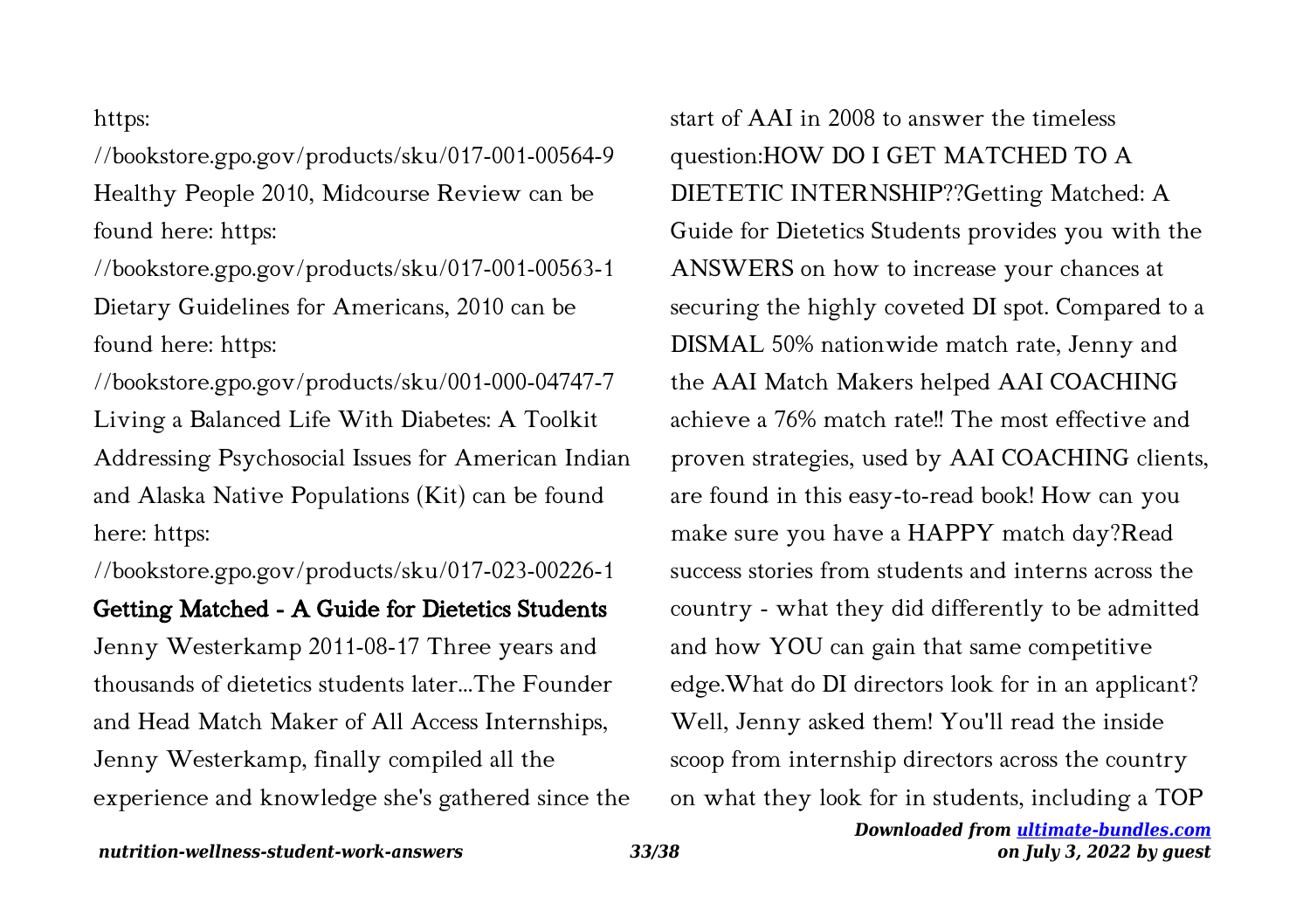https:

//bookstore.gpo.gov/products/sku/017-001-00564-9 Healthy People 2010, Midcourse Review can be found here: https:

//bookstore.gpo.gov/products/sku/017-001-00563-1 Dietary Guidelines for Americans, 2010 can be found here: https:

//bookstore.gpo.gov/products/sku/001-000-04747-7 Living a Balanced Life With Diabetes: A Toolkit Addressing Psychosocial Issues for American Indian and Alaska Native Populations (Kit) can be found here: https:

//bookstore.gpo.gov/products/sku/017-023-00226-1

## Getting Matched - A Guide for Dietetics Students

Jenny Westerkamp 2011-08-17 Three years and thousands of dietetics students later...The Founder and Head Match Maker of All Access Internships, Jenny Westerkamp, finally compiled all the experience and knowledge she's gathered since the start of AAI in 2008 to answer the timeless question:HOW DO I GET MATCHED TO A DIETETIC INTERNSHIP??Getting Matched: A Guide for Dietetics Students provides you with the ANSWERS on how to increase your chances at securing the highly coveted DI spot. Compared to a DISMAL 50% nationwide match rate, Jenny and the AAI Match Makers helped AAI COACHING achieve a 76% match rate!! The most effective and proven strategies, used by AAI COACHING clients, are found in this easy-to-read book! How can you make sure you have a HAPPY match day?Read success stories from students and interns across the country - what they did differently to be admitted and how YOU can gain that same competitive edge.What do DI directors look for in an applicant? Well, Jenny asked them! You'll read the inside scoop from internship directors across the country on what they look for in students, including a TOP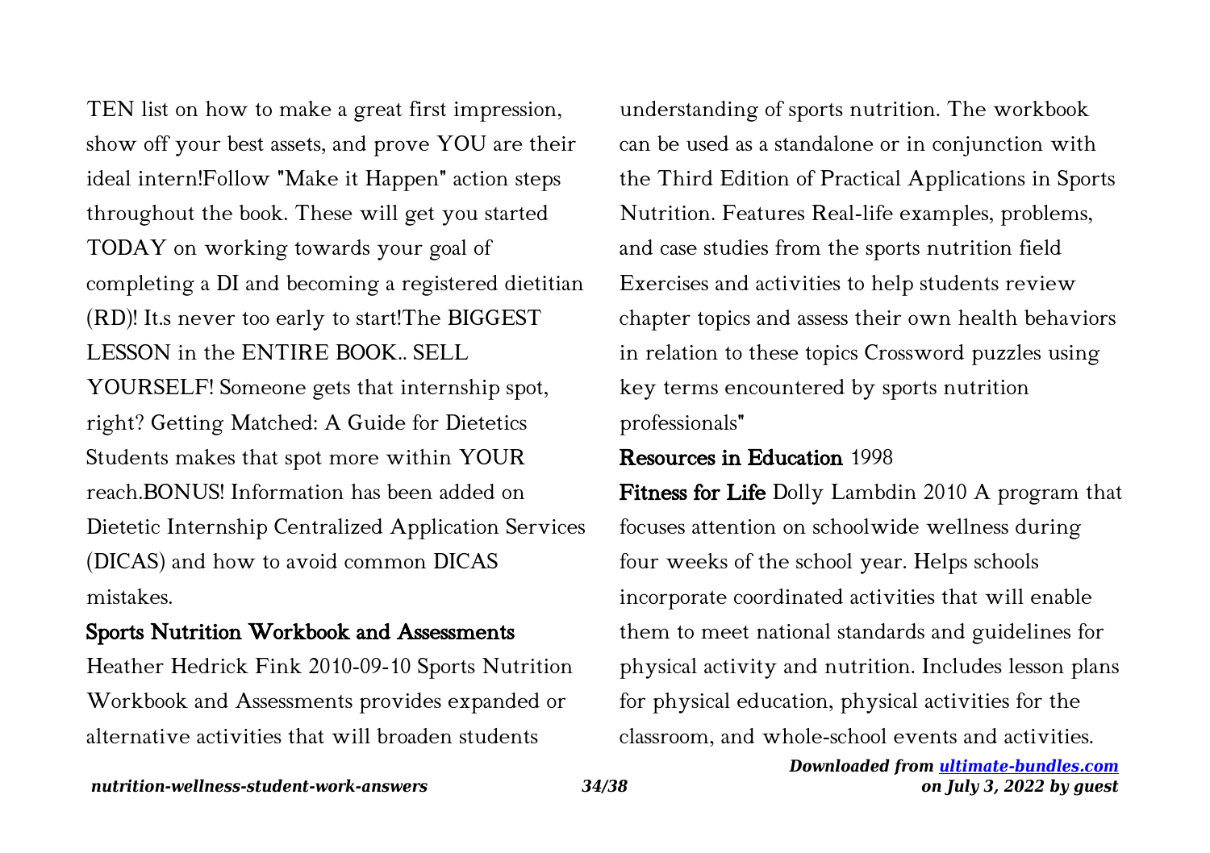TEN list on how to make a great first impression, show off your best assets, and prove YOU are their ideal intern!Follow "Make it Happen" action steps throughout the book. These will get you started TODAY on working towards your goal of completing a DI and becoming a registered dietitian (RD)! It.s never too early to start!The BIGGEST LESSON in the ENTIRE BOOK.. SELL YOURSELF! Someone gets that internship spot, right? Getting Matched: A Guide for Dietetics Students makes that spot more within YOUR reach.BONUS! Information has been added on Dietetic Internship Centralized Application Services (DICAS) and how to avoid common DICAS mistakes.

**Sports Nutrition Workbook and Assessments** Heather Hedrick Fink 2010-09-10 Sports Nutrition Workbook and Assessments provides expanded or alternative activities that will broaden students understanding of sports nutrition. The workbook can be used as a standalone or in conjunction with the Third Edition of Practical Applications in Sports Nutrition. Features Real-life examples, problems, and case studies from the sports nutrition field Exercises and activities to help students review chapter topics and assess their own health behaviors in relation to these topics Crossword puzzles using key terms encountered by sports nutrition professionals"

**Resources in Education** 1998

**Fitness for Life** Dolly Lambdin 2010 A program that focuses attention on schoolwide wellness during four weeks of the school year. Helps schools incorporate coordinated activities that will enable them to meet national standards and guidelines for physical activity and nutrition. Includes lesson plans for physical education, physical activities for the classroom, and whole-school events and activities.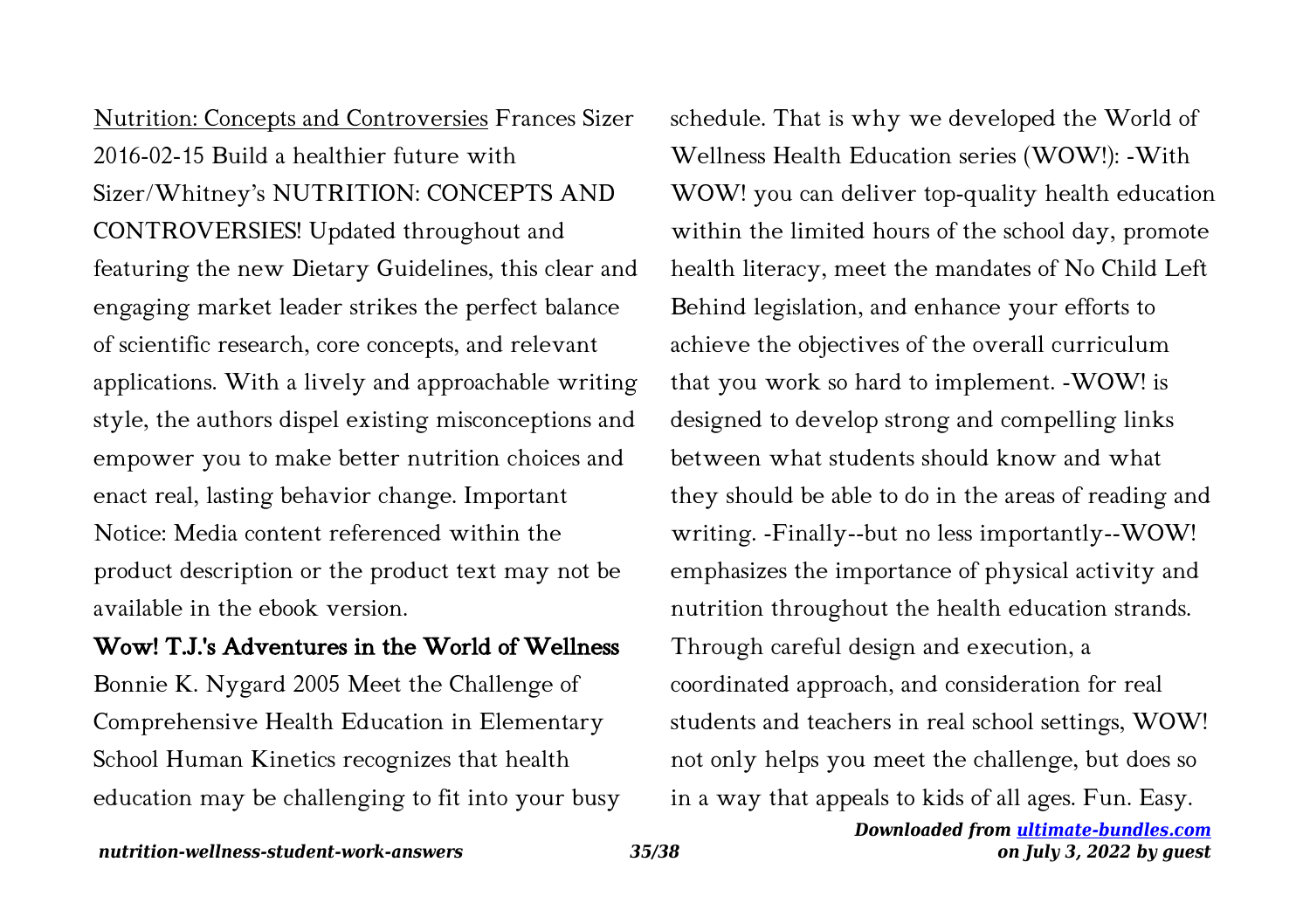Nutrition: Concepts and Controversies Frances Sizer 2016-02-15 Build a healthier future with Sizer/Whitney's NUTRITION: CONCEPTS AND CONTROVERSIES! Updated throughout and featuring the new Dietary Guidelines, this clear and engaging market leader strikes the perfect balance of scientific research, core concepts, and relevant applications. With a lively and approachable writing style, the authors dispel existing misconceptions and empower you to make better nutrition choices and enact real, lasting behavior change. Important Notice: Media content referenced within the product description or the product text may not be available in the ebook version.

## Wow! T.J.'s Adventures in the World of Wellness

Bonnie K. Nygard 2005 Meet the Challenge of Comprehensive Health Education in Elementary School Human Kinetics recognizes that health education may be challenging to fit into your busy schedule. That is why we developed the World of Wellness Health Education series (WOW!): -With WOW! you can deliver top-quality health education within the limited hours of the school day, promote health literacy, meet the mandates of No Child Left Behind legislation, and enhance your efforts to achieve the objectives of the overall curriculum that you work so hard to implement. -WOW! is designed to develop strong and compelling links between what students should know and what they should be able to do in the areas of reading and writing. -Finally--but no less importantly--WOW! emphasizes the importance of physical activity and nutrition throughout the health education strands. Through careful design and execution, a coordinated approach, and consideration for real students and teachers in real school settings, WOW! not only helps you meet the challenge, but does so in a way that appeals to kids of all ages. Fun. Easy.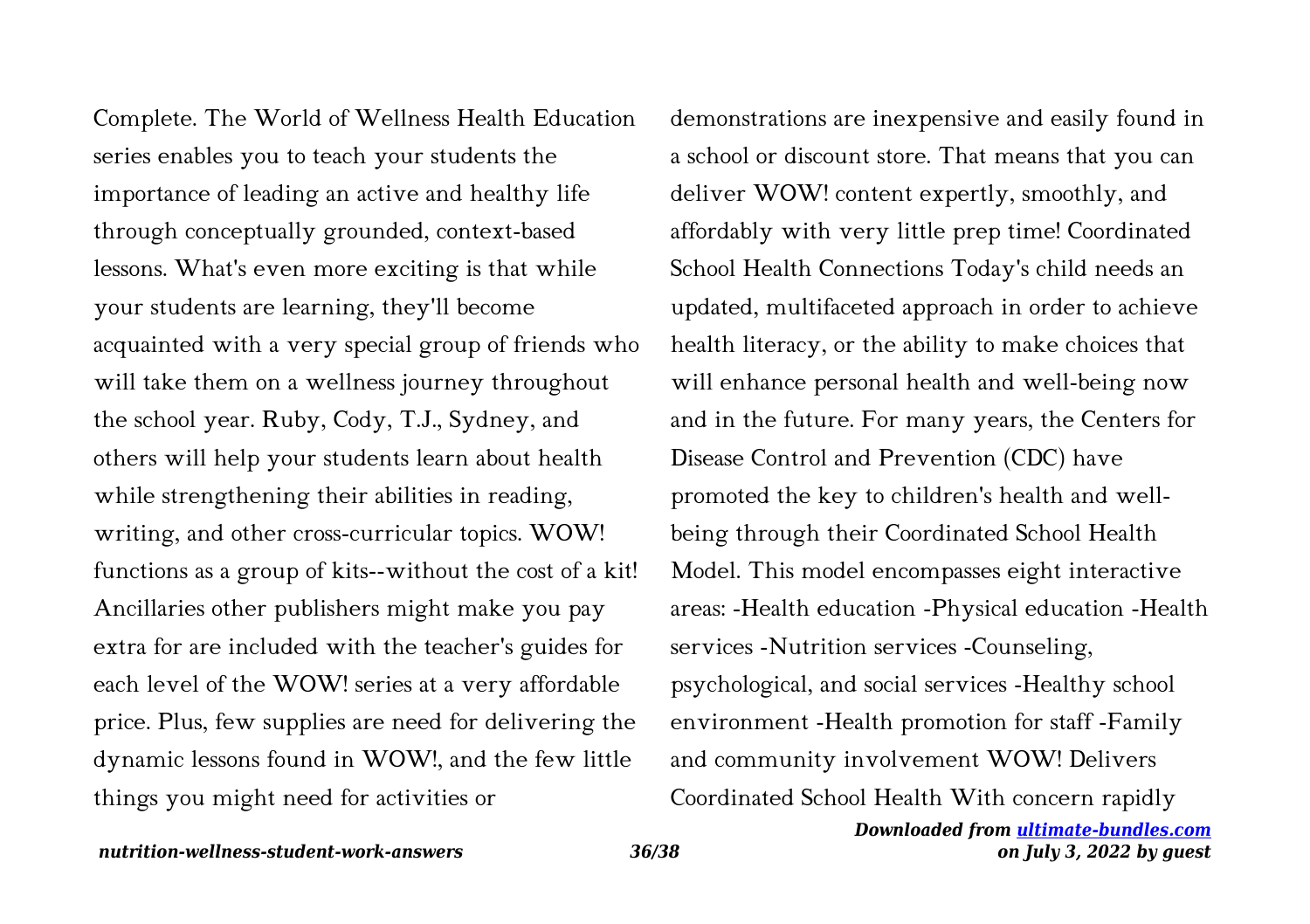Complete. The World of Wellness Health Education series enables you to teach your students the importance of leading an active and healthy life through conceptually grounded, context-based lessons. What's even more exciting is that while your students are learning, they'll become acquainted with a very special group of friends who will take them on a wellness journey throughout the school year. Ruby, Cody, T.J., Sydney, and others will help your students learn about health while strengthening their abilities in reading, writing, and other cross-curricular topics. WOW! functions as a group of kits--without the cost of a kit! Ancillaries other publishers might make you pay extra for are included with the teacher's guides for each level of the WOW! series at a very affordable price. Plus, few supplies are need for delivering the dynamic lessons found in WOW!, and the few little things you might need for activities or demonstrations are inexpensive and easily found in a school or discount store. That means that you can deliver WOW! content expertly, smoothly, and affordably with very little prep time! Coordinated School Health Connections Today's child needs an updated, multifaceted approach in order to achieve health literacy, or the ability to make choices that will enhance personal health and well-being now and in the future. For many years, the Centers for Disease Control and Prevention (CDC) have promoted the key to children's health and well-being through their Coordinated School Health Model. This model encompasses eight interactive areas: -Health education -Physical education -Health services -Nutrition services -Counseling, psychological, and social services -Healthy school environment -Health promotion for staff -Family and community involvement WOW! Delivers Coordinated School Health With concern rapidly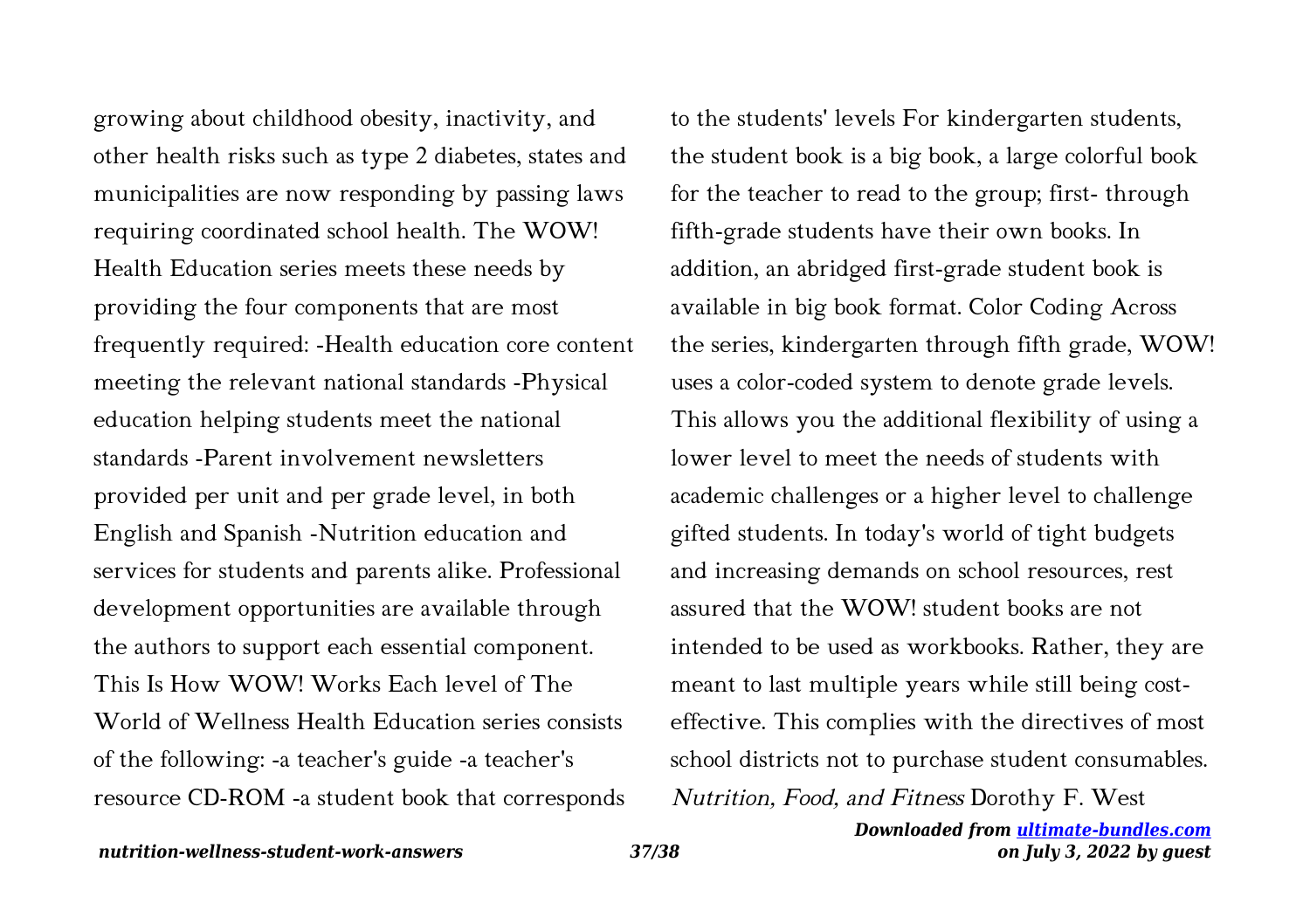growing about childhood obesity, inactivity, and other health risks such as type 2 diabetes, states and municipalities are now responding by passing laws requiring coordinated school health. The WOW! Health Education series meets these needs by providing the four components that are most frequently required: -Health education core content meeting the relevant national standards -Physical education helping students meet the national standards -Parent involvement newsletters provided per unit and per grade level, in both English and Spanish -Nutrition education and services for students and parents alike. Professional development opportunities are available through the authors to support each essential component. This Is How WOW! Works Each level of The World of Wellness Health Education series consists of the following: -a teacher's guide -a teacher's resource CD-ROM -a student book that corresponds to the students' levels For kindergarten students, the student book is a big book, a large colorful book for the teacher to read to the group; first- through fifth-grade students have their own books. In addition, an abridged first-grade student book is available in big book format. Color Coding Across the series, kindergarten through fifth grade, WOW! uses a color-coded system to denote grade levels. This allows you the additional flexibility of using a lower level to meet the needs of students with academic challenges or a higher level to challenge gifted students. In today's world of tight budgets and increasing demands on school resources, rest assured that the WOW! student books are not intended to be used as workbooks. Rather, they are meant to last multiple years while still being cost-effective. This complies with the directives of most school districts not to purchase student consumables.

*Nutrition, Food, and Fitness* Dorothy F. West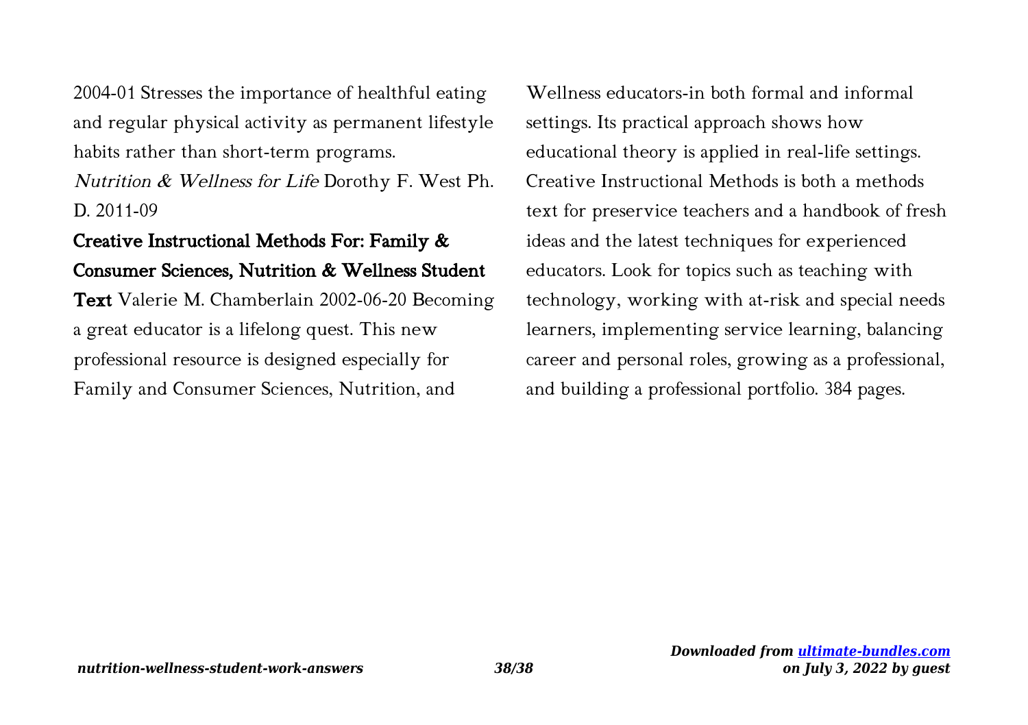2004-01 Stresses the importance of healthful eating and regular physical activity as permanent lifestyle habits rather than short-term programs.

*Nutrition & Wellness for Life* Dorothy F. West Ph. D. 2011-09

**Creative Instructional Methods For: Family & Consumer Sciences, Nutrition & Wellness Student Text** Valerie M. Chamberlain 2002-06-20 Becoming a great educator is a lifelong quest. This new professional resource is designed especially for Family and Consumer Sciences, Nutrition, and Wellness educators-in both formal and informal settings. Its practical approach shows how educational theory is applied in real-life settings. Creative Instructional Methods is both a methods text for preservice teachers and a handbook of fresh ideas and the latest techniques for experienced educators. Look for topics such as teaching with technology, working with at-risk and special needs learners, implementing service learning, balancing career and personal roles, growing as a professional, and building a professional portfolio. 384 pages.